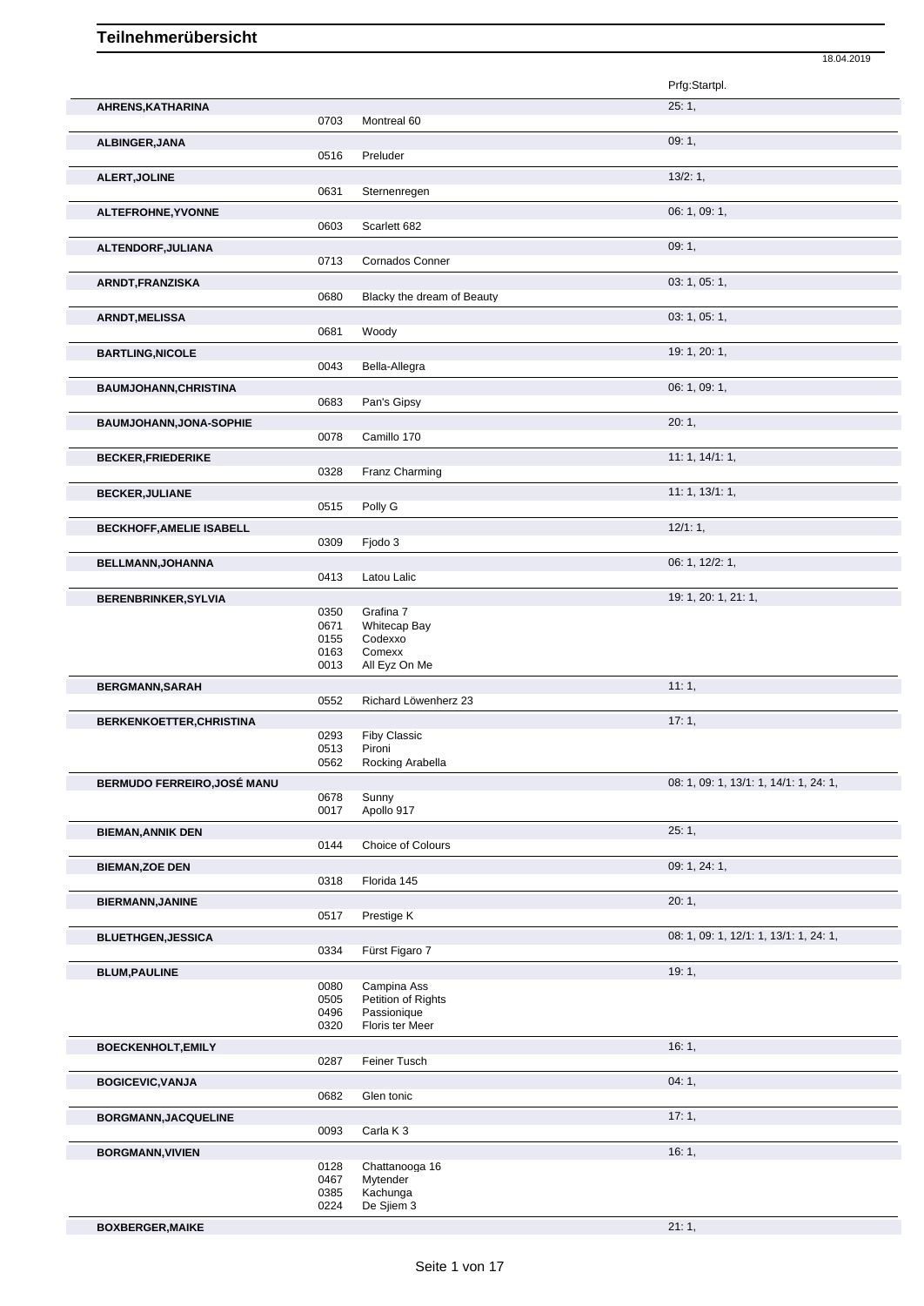# Teilnehmerübersicht

18.04.2019

| | | | Prfg:Startpl. |
|---|---|---|---|
| **AHRENS,KATHARINA** | | | 25: 1, |
| | 0703 | Montreal 60 | |
| **ALBINGER,JANA** | | | 09: 1, |
| | 0516 | Preluder | |
| **ALERT,JOLINE** | | | 13/2: 1, |
| | 0631 | Sternenregen | |
| **ALTEFROHNE,YVONNE** | | | 06: 1, 09: 1, |
| | 0603 | Scarlett 682 | |
| **ALTENDORF,JULIANA** | | | 09: 1, |
| | 0713 | Cornados Conner | |
| **ARNDT,FRANZISKA** | | | 03: 1, 05: 1, |
| | 0680 | Blacky the dream of Beauty | |
| **ARNDT,MELISSA** | | | 03: 1, 05: 1, |
| | 0681 | Woody | |
| **BARTLING,NICOLE** | | | 19: 1, 20: 1, |
| | 0043 | Bella-Allegra | |
| **BAUMJOHANN,CHRISTINA** | | | 06: 1, 09: 1, |
| | 0683 | Pan's Gipsy | |
| **BAUMJOHANN,JONA-SOPHIE** | | | 20: 1, |
| | 0078 | Camillo 170 | |
| **BECKER,FRIEDERIKE** | | | 11: 1, 14/1: 1, |
| | 0328 | Franz Charming | |
| **BECKER,JULIANE** | | | 11: 1, 13/1: 1, |
| | 0515 | Polly G | |
| **BECKHOFF,AMELIE ISABELL** | | | 12/1: 1, |
| | 0309 | Fjodo 3 | |
| **BELLMANN,JOHANNA** | | | 06: 1, 12/2: 1, |
| | 0413 | Latou Lalic | |
| **BERENBRINKER,SYLVIA** | | | 19: 1, 20: 1, 21: 1, |
| | 0350 | Grafina 7 | |
| | 0671 | Whitecap Bay | |
| | 0155 | Codexxo | |
| | 0163 | Comexx | |
| | 0013 | All Eyz On Me | |
| **BERGMANN,SARAH** | | | 11: 1, |
| | 0552 | Richard Löwenherz 23 | |
| **BERKENKOETTER,CHRISTINA** | | | 17: 1, |
| | 0293 | Fiby Classic | |
| | 0513 | Pironi | |
| | 0562 | Rocking Arabella | |
| **BERMUDO FERREIRO,JOSÉ MANU** | | | 08: 1, 09: 1, 13/1: 1, 14/1: 1, 24: 1, |
| | 0678 | Sunny | |
| | 0017 | Apollo 917 | |
| **BIEMAN,ANNIK DEN** | | | 25: 1, |
| | 0144 | Choice of Colours | |
| **BIEMAN,ZOE DEN** | | | 09: 1, 24: 1, |
| | 0318 | Florida 145 | |
| **BIERMANN,JANINE** | | | 20: 1, |
| | 0517 | Prestige K | |
| **BLUETHGEN,JESSICA** | | | 08: 1, 09: 1, 12/1: 1, 13/1: 1, 24: 1, |
| | 0334 | Fürst Figaro 7 | |
| **BLUM,PAULINE** | | | 19: 1, |
| | 0080 | Campina Ass | |
| | 0505 | Petition of Rights | |
| | 0496 | Passionique | |
| | 0320 | Floris ter Meer | |
| **BOECKENHOLT,EMILY** | | | 16: 1, |
| | 0287 | Feiner Tusch | |
| **BOGICEVIC,VANJA** | | | 04: 1, |
| | 0682 | Glen tonic | |
| **BORGMANN,JACQUELINE** | | | 17: 1, |
| | 0093 | Carla K 3 | |
| **BORGMANN,VIVIEN** | | | 16: 1, |
| | 0128 | Chattanooga 16 | |
| | 0467 | Mytender | |
| | 0385 | Kachunga | |
| | 0224 | De Sjiem 3 | |
| **BOXBERGER,MAIKE** | | | 21: 1, |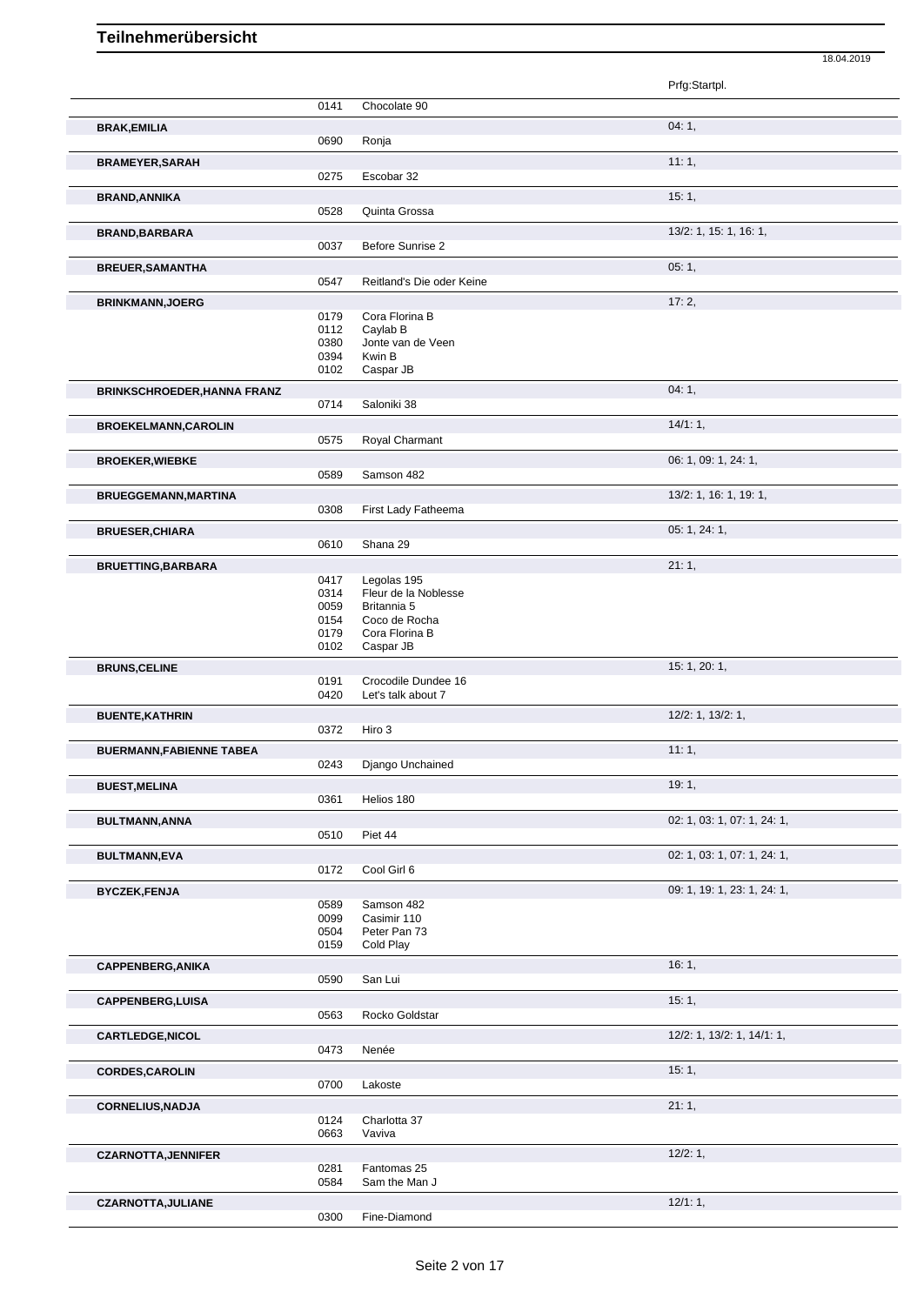# Teilnehmerübersicht

18.04.2019

| | | | Prfg:Startpl. |
|---|---|---|---|
| | 0141 | Chocolate 90 | |
| **BRAK,EMILIA** | | | 04: 1, |
| | 0690 | Ronja | |
| **BRAMEYER,SARAH** | | | 11: 1, |
| | 0275 | Escobar 32 | |
| **BRAND,ANNIKA** | | | 15: 1, |
| | 0528 | Quinta Grossa | |
| **BRAND,BARBARA** | | | 13/2: 1, 15: 1, 16: 1, |
| | 0037 | Before Sunrise 2 | |
| **BREUER,SAMANTHA** | | | 05: 1, |
| | 0547 | Reitland's Die oder Keine | |
| **BRINKMANN,JOERG** | | | 17: 2, |
| | 0179 | Cora Florina B | |
| | 0112 | Caylab B | |
| | 0380 | Jonte van de Veen | |
| | 0394 | Kwin B | |
| | 0102 | Caspar JB | |
| **BRINKSCHROEDER,HANNA FRANZ** | | | 04: 1, |
| | 0714 | Saloniki 38 | |
| **BROEKELMANN,CAROLIN** | | | 14/1: 1, |
| | 0575 | Royal Charmant | |
| **BROEKER,WIEBKE** | | | 06: 1, 09: 1, 24: 1, |
| | 0589 | Samson 482 | |
| **BRUEGGEMANN,MARTINA** | | | 13/2: 1, 16: 1, 19: 1, |
| | 0308 | First Lady Fatheema | |
| **BRUESER,CHIARA** | | | 05: 1, 24: 1, |
| | 0610 | Shana 29 | |
| **BRUETTING,BARBARA** | | | 21: 1, |
| | 0417 | Legolas 195 | |
| | 0314 | Fleur de la Noblesse | |
| | 0059 | Britannia 5 | |
| | 0154 | Coco de Rocha | |
| | 0179 | Cora Florina B | |
| | 0102 | Caspar JB | |
| **BRUNS,CELINE** | | | 15: 1, 20: 1, |
| | 0191 | Crocodile Dundee 16 | |
| | 0420 | Let's talk about 7 | |
| **BUENTE,KATHRIN** | | | 12/2: 1, 13/2: 1, |
| | 0372 | Hiro 3 | |
| **BUERMANN,FABIENNE TABEA** | | | 11: 1, |
| | 0243 | Django Unchained | |
| **BUEST,MELINA** | | | 19: 1, |
| | 0361 | Helios 180 | |
| **BULTMANN,ANNA** | | | 02: 1, 03: 1, 07: 1, 24: 1, |
| | 0510 | Piet 44 | |
| **BULTMANN,EVA** | | | 02: 1, 03: 1, 07: 1, 24: 1, |
| | 0172 | Cool Girl 6 | |
| **BYCZEK,FENJA** | | | 09: 1, 19: 1, 23: 1, 24: 1, |
| | 0589 | Samson 482 | |
| | 0099 | Casimir 110 | |
| | 0504 | Peter Pan 73 | |
| | 0159 | Cold Play | |
| **CAPPENBERG,ANIKA** | | | 16: 1, |
| | 0590 | San Lui | |
| **CAPPENBERG,LUISA** | | | 15: 1, |
| | 0563 | Rocko Goldstar | |
| **CARTLEDGE,NICOL** | | | 12/2: 1, 13/2: 1, 14/1: 1, |
| | 0473 | Nenée | |
| **CORDES,CAROLIN** | | | 15: 1, |
| | 0700 | Lakoste | |
| **CORNELIUS,NADJA** | | | 21: 1, |
| | 0124 | Charlotta 37 | |
| | 0663 | Vaviva | |
| **CZARNOTTA,JENNIFER** | | | 12/2: 1, |
| | 0281 | Fantomas 25 | |
| | 0584 | Sam the Man J | |
| **CZARNOTTA,JULIANE** | | | 12/1: 1, |
| | 0300 | Fine-Diamond | |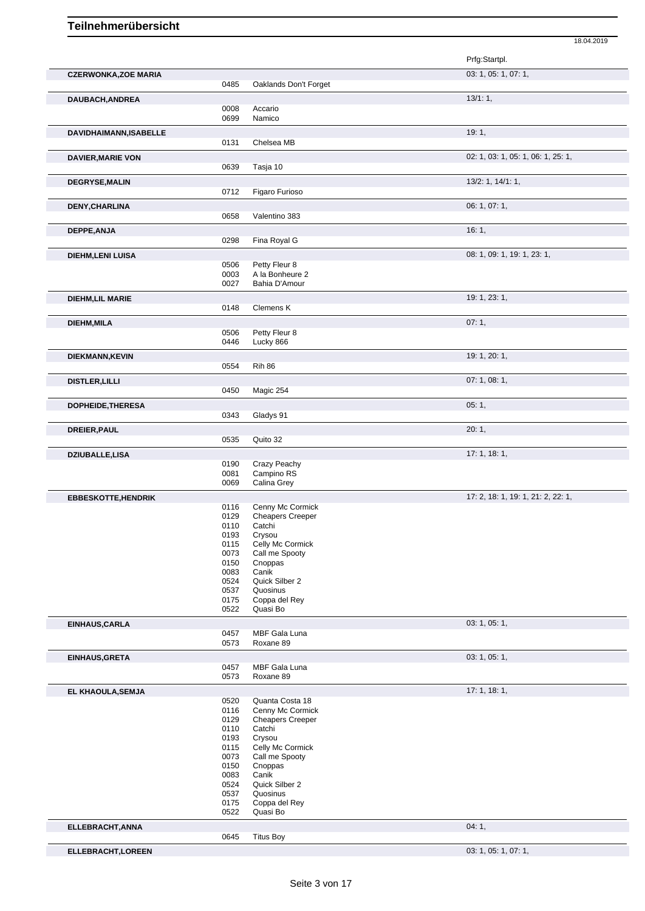# Teilnehmerübersicht

18.04.2019

| | | | Prfg:Startpl. |
|---|---|---|---|
| **CZERWONKA,ZOE MARIA** | | | 03: 1, 05: 1, 07: 1, |
| | 0485 | Oaklands Don't Forget | |
| **DAUBACH,ANDREA** | | | 13/1: 1, |
| | 0008 | Accario | |
| | 0699 | Namico | |
| **DAVIDHAIMANN,ISABELLE** | | | 19: 1, |
| | 0131 | Chelsea MB | |
| **DAVIER,MARIE VON** | | | 02: 1, 03: 1, 05: 1, 06: 1, 25: 1, |
| | 0639 | Tasja 10 | |
| **DEGRYSE,MALIN** | | | 13/2: 1, 14/1: 1, |
| | 0712 | Figaro Furioso | |
| **DENY,CHARLINA** | | | 06: 1, 07: 1, |
| | 0658 | Valentino 383 | |
| **DEPPE,ANJA** | | | 16: 1, |
| | 0298 | Fina Royal G | |
| **DIEHM,LENI LUISA** | | | 08: 1, 09: 1, 19: 1, 23: 1, |
| | 0506 | Petty Fleur 8 | |
| | 0003 | A la Bonheure 2 | |
| | 0027 | Bahia D'Amour | |
| **DIEHM,LIL MARIE** | | | 19: 1, 23: 1, |
| | 0148 | Clemens K | |
| **DIEHM,MILA** | | | 07: 1, |
| | 0506 | Petty Fleur 8 | |
| | 0446 | Lucky 866 | |
| **DIEKMANN,KEVIN** | | | 19: 1, 20: 1, |
| | 0554 | Rih 86 | |
| **DISTLER,LILLI** | | | 07: 1, 08: 1, |
| | 0450 | Magic 254 | |
| **DOPHEIDE,THERESA** | | | 05: 1, |
| | 0343 | Gladys 91 | |
| **DREIER,PAUL** | | | 20: 1, |
| | 0535 | Quito 32 | |
| **DZIUBALLE,LISA** | | | 17: 1, 18: 1, |
| | 0190 | Crazy Peachy | |
| | 0081 | Campino RS | |
| | 0069 | Calina Grey | |
| **EBBESKOTTE,HENDRIK** | | | 17: 2, 18: 1, 19: 1, 21: 2, 22: 1, |
| | 0116 | Cenny Mc Cormick | |
| | 0129 | Cheapers Creeper | |
| | 0110 | Catchi | |
| | 0193 | Crysou | |
| | 0115 | Celly Mc Cormick | |
| | 0073 | Call me Spooty | |
| | 0150 | Cnoppas | |
| | 0083 | Canik | |
| | 0524 | Quick Silber 2 | |
| | 0537 | Quosinus | |
| | 0175 | Coppa del Rey | |
| | 0522 | Quasi Bo | |
| **EINHAUS,CARLA** | | | 03: 1, 05: 1, |
| | 0457 | MBF Gala Luna | |
| | 0573 | Roxane 89 | |
| **EINHAUS,GRETA** | | | 03: 1, 05: 1, |
| | 0457 | MBF Gala Luna | |
| | 0573 | Roxane 89 | |
| **EL KHAOULA,SEMJA** | | | 17: 1, 18: 1, |
| | 0520 | Quanta Costa 18 | |
| | 0116 | Cenny Mc Cormick | |
| | 0129 | Cheapers Creeper | |
| | 0110 | Catchi | |
| | 0193 | Crysou | |
| | 0115 | Celly Mc Cormick | |
| | 0073 | Call me Spooty | |
| | 0150 | Cnoppas | |
| | 0083 | Canik | |
| | 0524 | Quick Silber 2 | |
| | 0537 | Quosinus | |
| | 0175 | Coppa del Rey | |
| | 0522 | Quasi Bo | |
| **ELLEBRACHT,ANNA** | | | 04: 1, |
| | 0645 | Titus Boy | |
| **ELLEBRACHT,LOREEN** | | | 03: 1, 05: 1, 07: 1, |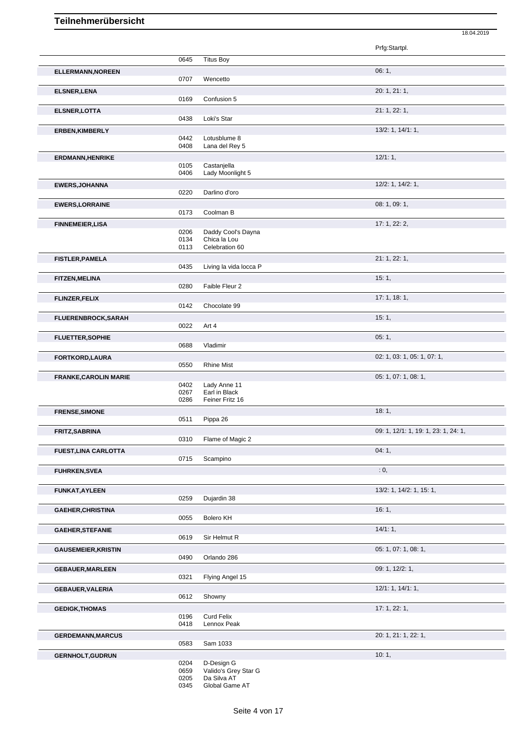# Teilnehmerübersicht

18.04.2019

| | | | Prfg:Startpl. |
|---|---|---|---|
| | 0645 | Titus Boy | |
| **ELLERMANN,NOREEN** | | | 06: 1, |
| | 0707 | Wencetto | |
| **ELSNER,LENA** | | | 20: 1, 21: 1, |
| | 0169 | Confusion 5 | |
| **ELSNER,LOTTA** | | | 21: 1, 22: 1, |
| | 0438 | Loki's Star | |
| **ERBEN,KIMBERLY** | | | 13/2: 1, 14/1: 1, |
| | 0442 | Lotusblume 8 | |
| | 0408 | Lana del Rey 5 | |
| **ERDMANN,HENRIKE** | | | 12/1: 1, |
| | 0105 | Castanjella | |
| | 0406 | Lady Moonlight 5 | |
| **EWERS,JOHANNA** | | | 12/2: 1, 14/2: 1, |
| | 0220 | Darlino d'oro | |
| **EWERS,LORRAINE** | | | 08: 1, 09: 1, |
| | 0173 | Coolman B | |
| **FINNEMEIER,LISA** | | | 17: 1, 22: 2, |
| | 0206 | Daddy Cool's Dayna | |
| | 0134 | Chica la Lou | |
| | 0113 | Celebration 60 | |
| **FISTLER,PAMELA** | | | 21: 1, 22: 1, |
| | 0435 | Living la vida locca P | |
| **FITZEN,MELINA** | | | 15: 1, |
| | 0280 | Faible Fleur 2 | |
| **FLINZER,FELIX** | | | 17: 1, 18: 1, |
| | 0142 | Chocolate 99 | |
| **FLUERENBROCK,SARAH** | | | 15: 1, |
| | 0022 | Art 4 | |
| **FLUETTER,SOPHIE** | | | 05: 1, |
| | 0688 | Vladimir | |
| **FORTKORD,LAURA** | | | 02: 1, 03: 1, 05: 1, 07: 1, |
| | 0550 | Rhine Mist | |
| **FRANKE,CAROLIN MARIE** | | | 05: 1, 07: 1, 08: 1, |
| | 0402 | Lady Anne 11 | |
| | 0267 | Earl in Black | |
| | 0286 | Feiner Fritz 16 | |
| **FRENSE,SIMONE** | | | 18: 1, |
| | 0511 | Pippa 26 | |
| **FRITZ,SABRINA** | | | 09: 1, 12/1: 1, 19: 1, 23: 1, 24: 1, |
| | 0310 | Flame of Magic 2 | |
| **FUEST,LINA CARLOTTA** | | | 04: 1, |
| | 0715 | Scampino | |
| **FUHRKEN,SVEA** | | | : 0, |
| **FUNKAT,AYLEEN** | | | 13/2: 1, 14/2: 1, 15: 1, |
| | 0259 | Dujardin 38 | |
| **GAEHER,CHRISTINA** | | | 16: 1, |
| | 0055 | Bolero KH | |
| **GAEHER,STEFANIE** | | | 14/1: 1, |
| | 0619 | Sir Helmut R | |
| **GAUSEMEIER,KRISTIN** | | | 05: 1, 07: 1, 08: 1, |
| | 0490 | Orlando 286 | |
| **GEBAUER,MARLEEN** | | | 09: 1, 12/2: 1, |
| | 0321 | Flying Angel 15 | |
| **GEBAUER,VALERIA** | | | 12/1: 1, 14/1: 1, |
| | 0612 | Showny | |
| **GEDIGK,THOMAS** | | | 17: 1, 22: 1, |
| | 0196 | Curd Felix | |
| | 0418 | Lennox Peak | |
| **GERDEMANN,MARCUS** | | | 20: 1, 21: 1, 22: 1, |
| | 0583 | Sam 1033 | |
| **GERNHOLT,GUDRUN** | | | 10: 1, |
| | 0204 | D-Design G | |
| | 0659 | Valido's Grey Star G | |
| | 0205 | Da Silva AT | |
| | 0345 | Global Game AT | |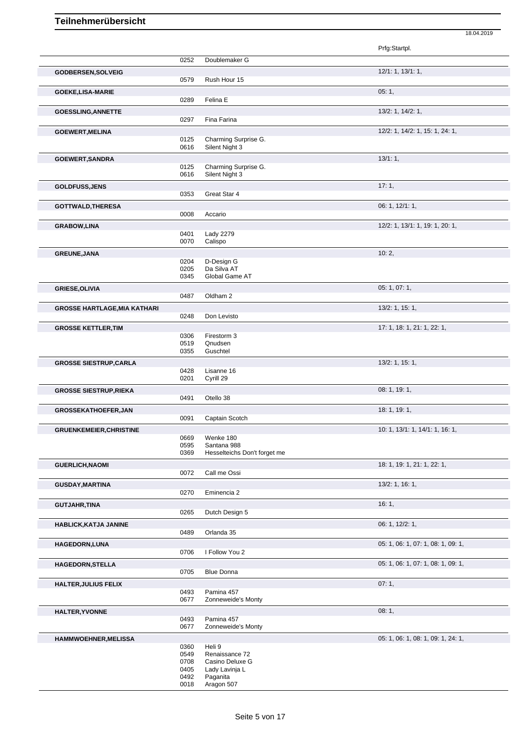# Teilnehmerübersicht

18.04.2019

| | | | Prfg:Startpl. |
|---|---|---|---|
| | 0252 | Doublemaker G | |
| **GODBERSEN,SOLVEIG** | | | 12/1: 1, 13/1: 1, |
| | 0579 | Rush Hour 15 | |
| **GOEKE,LISA-MARIE** | | | 05: 1, |
| | 0289 | Felina E | |
| **GOESSLING,ANNETTE** | | | 13/2: 1, 14/2: 1, |
| | 0297 | Fina Farina | |
| **GOEWERT,MELINA** | | | 12/2: 1, 14/2: 1, 15: 1, 24: 1, |
| | 0125 | Charming Surprise G. | |
| | 0616 | Silent Night 3 | |
| **GOEWERT,SANDRA** | | | 13/1: 1, |
| | 0125 | Charming Surprise G. | |
| | 0616 | Silent Night 3 | |
| **GOLDFUSS,JENS** | | | 17: 1, |
| | 0353 | Great Star 4 | |
| **GOTTWALD,THERESA** | | | 06: 1, 12/1: 1, |
| | 0008 | Accario | |
| **GRABOW,LINA** | | | 12/2: 1, 13/1: 1, 19: 1, 20: 1, |
| | 0401 | Lady 2279 | |
| | 0070 | Calispo | |
| **GREUNE,JANA** | | | 10: 2, |
| | 0204 | D-Design G | |
| | 0205 | Da Silva AT | |
| | 0345 | Global Game AT | |
| **GRIESE,OLIVIA** | | | 05: 1, 07: 1, |
| | 0487 | Oldham 2 | |
| **GROSSE HARTLAGE,MIA KATHARI** | | | 13/2: 1, 15: 1, |
| | 0248 | Don Levisto | |
| **GROSSE KETTLER,TIM** | | | 17: 1, 18: 1, 21: 1, 22: 1, |
| | 0306 | Firestorm 3 | |
| | 0519 | Qnudsen | |
| | 0355 | Guschtel | |
| **GROSSE SIESTRUP,CARLA** | | | 13/2: 1, 15: 1, |
| | 0428 | Lisanne 16 | |
| | 0201 | Cyrill 29 | |
| **GROSSE SIESTRUP,RIEKA** | | | 08: 1, 19: 1, |
| | 0491 | Otello 38 | |
| **GROSSEKATHOEFER,JAN** | | | 18: 1, 19: 1, |
| | 0091 | Captain Scotch | |
| **GRUENKEMEIER,CHRISTINE** | | | 10: 1, 13/1: 1, 14/1: 1, 16: 1, |
| | 0669 | Wenke 180 | |
| | 0595 | Santana 988 | |
| | 0369 | Hesselteichs Don't forget me | |
| **GUERLICH,NAOMI** | | | 18: 1, 19: 1, 21: 1, 22: 1, |
| | 0072 | Call me Ossi | |
| **GUSDAY,MARTINA** | | | 13/2: 1, 16: 1, |
| | 0270 | Eminencia 2 | |
| **GUTJAHR,TINA** | | | 16: 1, |
| | 0265 | Dutch Design 5 | |
| **HABLICK,KATJA JANINE** | | | 06: 1, 12/2: 1, |
| | 0489 | Orlanda 35 | |
| **HAGEDORN,LUNA** | | | 05: 1, 06: 1, 07: 1, 08: 1, 09: 1, |
| | 0706 | I Follow You 2 | |
| **HAGEDORN,STELLA** | | | 05: 1, 06: 1, 07: 1, 08: 1, 09: 1, |
| | 0705 | Blue Donna | |
| **HALTER,JULIUS FELIX** | | | 07: 1, |
| | 0493 | Pamina 457 | |
| | 0677 | Zonneweide's Monty | |
| **HALTER,YVONNE** | | | 08: 1, |
| | 0493 | Pamina 457 | |
| | 0677 | Zonneweide's Monty | |
| **HAMMWOEHNER,MELISSA** | | | 05: 1, 06: 1, 08: 1, 09: 1, 24: 1, |
| | 0360 | Heli 9 | |
| | 0549 | Renaissance 72 | |
| | 0708 | Casino Deluxe G | |
| | 0405 | Lady Lavinja L | |
| | 0492 | Paganita | |
| | 0018 | Aragon 507 | |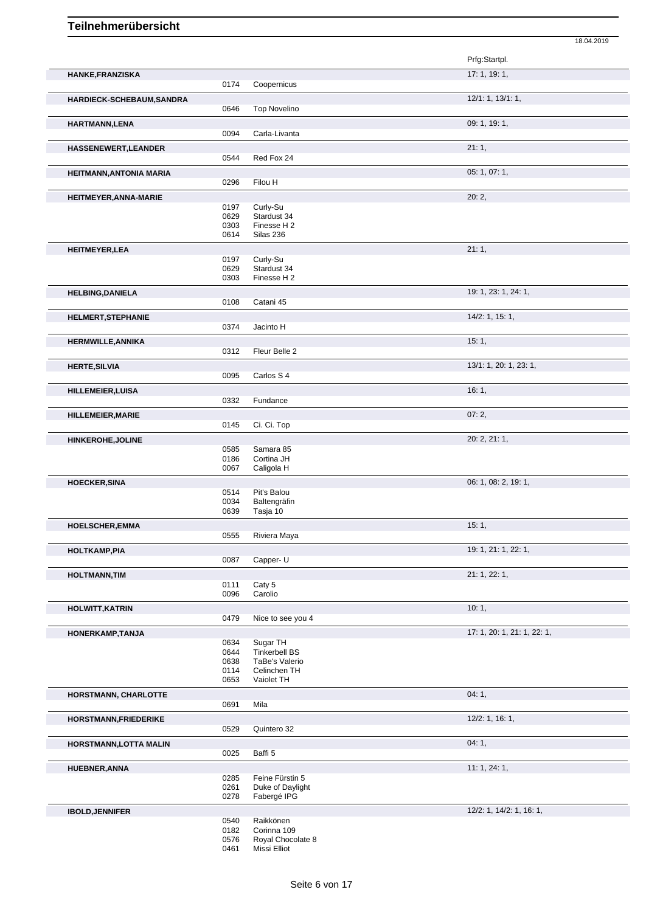# Teilnehmerübersicht

18.04.2019

| | | | Prfg:Startpl. |
|---|---|---|---|
| **HANKE,FRANZISKA** | | | 17: 1, 19: 1, |
| | 0174 | Coopernicus | |
| **HARDIECK-SCHEBAUM,SANDRA** | | | 12/1: 1, 13/1: 1, |
| | 0646 | Top Novelino | |
| **HARTMANN,LENA** | | | 09: 1, 19: 1, |
| | 0094 | Carla-Livanta | |
| **HASSENEWERT,LEANDER** | | | 21: 1, |
| | 0544 | Red Fox 24 | |
| **HEITMANN,ANTONIA MARIA** | | | 05: 1, 07: 1, |
| | 0296 | Filou H | |
| **HEITMEYER,ANNA-MARIE** | | | 20: 2, |
| | 0197 | Curly-Su | |
| | 0629 | Stardust 34 | |
| | 0303 | Finesse H 2 | |
| | 0614 | Silas 236 | |
| **HEITMEYER,LEA** | | | 21: 1, |
| | 0197 | Curly-Su | |
| | 0629 | Stardust 34 | |
| | 0303 | Finesse H 2 | |
| **HELBING,DANIELA** | | | 19: 1, 23: 1, 24: 1, |
| | 0108 | Catani 45 | |
| **HELMERT,STEPHANIE** | | | 14/2: 1, 15: 1, |
| | 0374 | Jacinto H | |
| **HERMWILLE,ANNIKA** | | | 15: 1, |
| | 0312 | Fleur Belle 2 | |
| **HERTE,SILVIA** | | | 13/1: 1, 20: 1, 23: 1, |
| | 0095 | Carlos S 4 | |
| **HILLEMEIER,LUISA** | | | 16: 1, |
| | 0332 | Fundance | |
| **HILLEMEIER,MARIE** | | | 07: 2, |
| | 0145 | Ci. Ci. Top | |
| **HINKEROHE,JOLINE** | | | 20: 2, 21: 1, |
| | 0585 | Samara 85 | |
| | 0186 | Cortina JH | |
| | 0067 | Caligola H | |
| **HOECKER,SINA** | | | 06: 1, 08: 2, 19: 1, |
| | 0514 | Pit's Balou | |
| | 0034 | Baltengräfin | |
| | 0639 | Tasja 10 | |
| **HOELSCHER,EMMA** | | | 15: 1, |
| | 0555 | Riviera Maya | |
| **HOLTKAMP,PIA** | | | 19: 1, 21: 1, 22: 1, |
| | 0087 | Capper- U | |
| **HOLTMANN,TIM** | | | 21: 1, 22: 1, |
| | 0111 | Caty 5 | |
| | 0096 | Carolio | |
| **HOLWITT,KATRIN** | | | 10: 1, |
| | 0479 | Nice to see you 4 | |
| **HONERKAMP,TANJA** | | | 17: 1, 20: 1, 21: 1, 22: 1, |
| | 0634 | Sugar TH | |
| | 0644 | Tinkerbell BS | |
| | 0638 | TaBe's Valerio | |
| | 0114 | Celinchen TH | |
| | 0653 | Vaiolet TH | |
| **HORSTMANN, CHARLOTTE** | | | 04: 1, |
| | 0691 | Mila | |
| **HORSTMANN,FRIEDERIKE** | | | 12/2: 1, 16: 1, |
| | 0529 | Quintero 32 | |
| **HORSTMANN,LOTTA MALIN** | | | 04: 1, |
| | 0025 | Baffi 5 | |
| **HUEBNER,ANNA** | | | 11: 1, 24: 1, |
| | 0285 | Feine Fürstin 5 | |
| | 0261 | Duke of Daylight | |
| | 0278 | Fabergé IPG | |
| **IBOLD,JENNIFER** | | | 12/2: 1, 14/2: 1, 16: 1, |
| | 0540 | Raikkönen | |
| | 0182 | Corinna 109 | |
| | 0576 | Royal Chocolate 8 | |
| | 0461 | Missi Elliot | |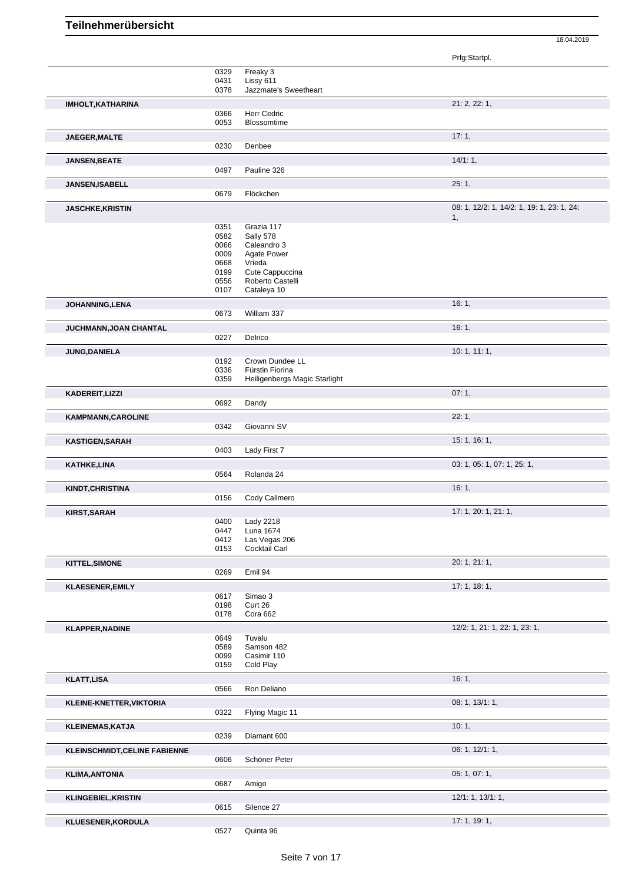# Teilnehmerübersicht

18.04.2019

| | | | Prfg:Startpl. |
|---|---|---|---|
| | 0329 | Freaky 3 | |
| | 0431 | Lissy 611 | |
| | 0378 | Jazzmate's Sweetheart | |
| **IMHOLT,KATHARINA** | | | 21: 2, 22: 1, |
| | 0366 | Herr Cedric | |
| | 0053 | Blossomtime | |
| **JAEGER,MALTE** | | | 17: 1, |
| | 0230 | Denbee | |
| **JANSEN,BEATE** | | | 14/1: 1, |
| | 0497 | Pauline 326 | |
| **JANSEN,ISABELL** | | | 25: 1, |
| | 0679 | Flöckchen | |
| **JASCHKE,KRISTIN** | | | 08: 1, 12/2: 1, 14/2: 1, 19: 1, 23: 1, 24: 1, |
| | 0351 | Grazia 117 | |
| | 0582 | Sally 578 | |
| | 0066 | Caleandro 3 | |
| | 0009 | Agate Power | |
| | 0668 | Vrieda | |
| | 0199 | Cute Cappuccina | |
| | 0556 | Roberto Castelli | |
| | 0107 | Cataleya 10 | |
| **JOHANNING,LENA** | | | 16: 1, |
| | 0673 | William 337 | |
| **JUCHMANN,JOAN CHANTAL** | | | 16: 1, |
| | 0227 | Delrico | |
| **JUNG,DANIELA** | | | 10: 1, 11: 1, |
| | 0192 | Crown Dundee LL | |
| | 0336 | Fürstin Fiorina | |
| | 0359 | Heiligenbergs Magic Starlight | |
| **KADEREIT,LIZZI** | | | 07: 1, |
| | 0692 | Dandy | |
| **KAMPMANN,CAROLINE** | | | 22: 1, |
| | 0342 | Giovanni SV | |
| **KASTIGEN,SARAH** | | | 15: 1, 16: 1, |
| | 0403 | Lady First 7 | |
| **KATHKE,LINA** | | | 03: 1, 05: 1, 07: 1, 25: 1, |
| | 0564 | Rolanda 24 | |
| **KINDT,CHRISTINA** | | | 16: 1, |
| | 0156 | Cody Calimero | |
| **KIRST,SARAH** | | | 17: 1, 20: 1, 21: 1, |
| | 0400 | Lady 2218 | |
| | 0447 | Luna 1674 | |
| | 0412 | Las Vegas 206 | |
| | 0153 | Cocktail Carl | |
| **KITTEL,SIMONE** | | | 20: 1, 21: 1, |
| | 0269 | Emil 94 | |
| **KLAESENER,EMILY** | | | 17: 1, 18: 1, |
| | 0617 | Simao 3 | |
| | 0198 | Curt 26 | |
| | 0178 | Cora 662 | |
| **KLAPPER,NADINE** | | | 12/2: 1, 21: 1, 22: 1, 23: 1, |
| | 0649 | Tuvalu | |
| | 0589 | Samson 482 | |
| | 0099 | Casimir 110 | |
| | 0159 | Cold Play | |
| **KLATT,LISA** | | | 16: 1, |
| | 0566 | Ron Deliano | |
| **KLEINE-KNETTER,VIKTORIA** | | | 08: 1, 13/1: 1, |
| | 0322 | Flying Magic 11 | |
| **KLEINEMAS,KATJA** | | | 10: 1, |
| | 0239 | Diamant 600 | |
| **KLEINSCHMIDT,CELINE FABIENNE** | | | 06: 1, 12/1: 1, |
| | 0606 | Schöner Peter | |
| **KLIMA,ANTONIA** | | | 05: 1, 07: 1, |
| | 0687 | Amigo | |
| **KLINGEBIEL,KRISTIN** | | | 12/1: 1, 13/1: 1, |
| | 0615 | Silence 27 | |
| **KLUESENER,KORDULA** | | | 17: 1, 19: 1, |
| | 0527 | Quinta 96 | |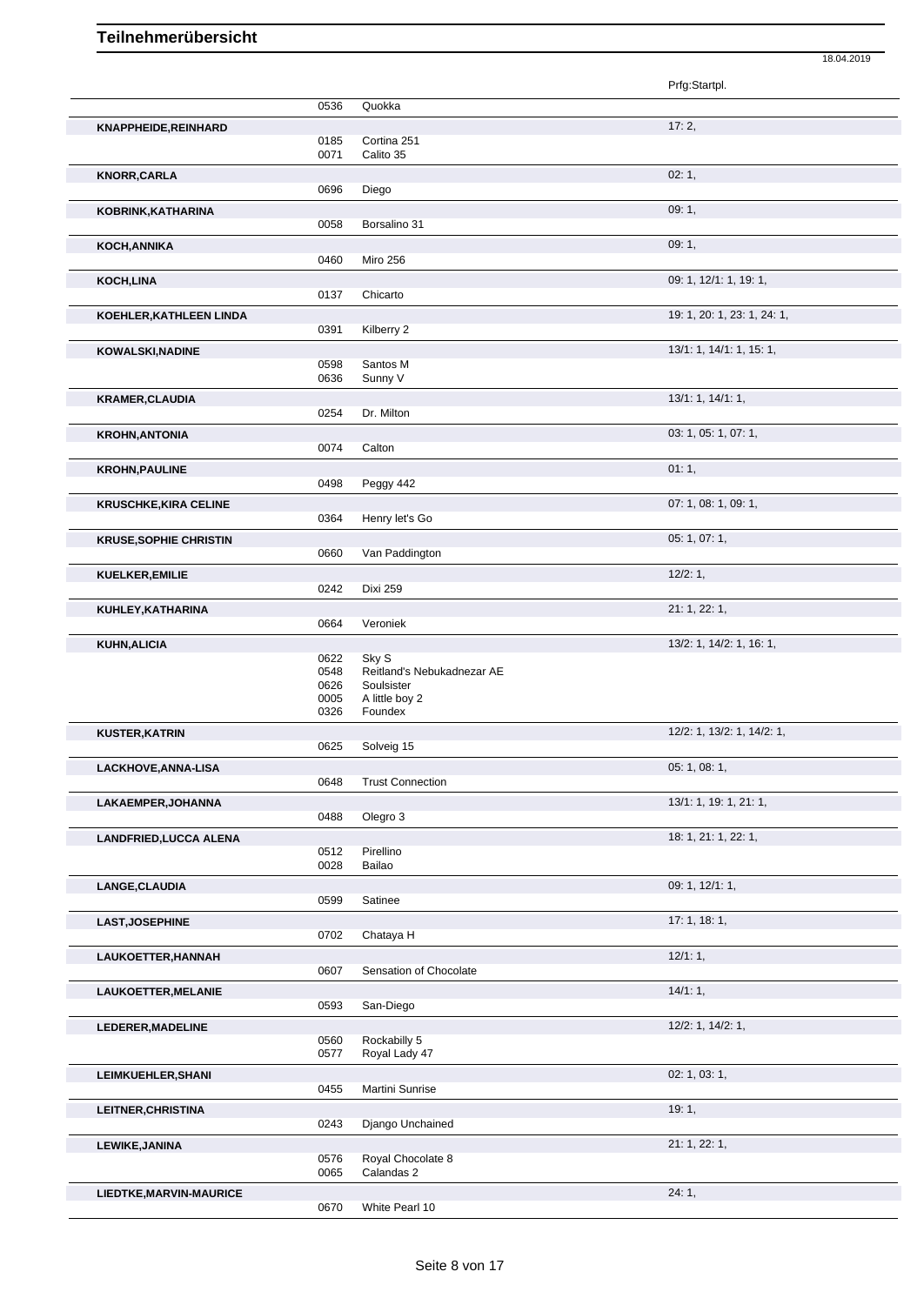# Teilnehmerübersicht

18.04.2019

| | | | Prfg:Startpl. |
|---|---|---|---|
| | 0536 | Quokka | |
| **KNAPPHEIDE,REINHARD** | | | 17: 2, |
| | 0185 | Cortina 251 | |
| | 0071 | Calito 35 | |
| **KNORR,CARLA** | | | 02: 1, |
| | 0696 | Diego | |
| **KOBRINK,KATHARINA** | | | 09: 1, |
| | 0058 | Borsalino 31 | |
| **KOCH,ANNIKA** | | | 09: 1, |
| | 0460 | Miro 256 | |
| **KOCH,LINA** | | | 09: 1, 12/1: 1, 19: 1, |
| | 0137 | Chicarto | |
| **KOEHLER,KATHLEEN LINDA** | | | 19: 1, 20: 1, 23: 1, 24: 1, |
| | 0391 | Kilberry 2 | |
| **KOWALSKI,NADINE** | | | 13/1: 1, 14/1: 1, 15: 1, |
| | 0598 | Santos M | |
| | 0636 | Sunny V | |
| **KRAMER,CLAUDIA** | | | 13/1: 1, 14/1: 1, |
| | 0254 | Dr. Milton | |
| **KROHN,ANTONIA** | | | 03: 1, 05: 1, 07: 1, |
| | 0074 | Calton | |
| **KROHN,PAULINE** | | | 01: 1, |
| | 0498 | Peggy 442 | |
| **KRUSCHKE,KIRA CELINE** | | | 07: 1, 08: 1, 09: 1, |
| | 0364 | Henry let's Go | |
| **KRUSE,SOPHIE CHRISTIN** | | | 05: 1, 07: 1, |
| | 0660 | Van Paddington | |
| **KUELKER,EMILIE** | | | 12/2: 1, |
| | 0242 | Dixi 259 | |
| **KUHLEY,KATHARINA** | | | 21: 1, 22: 1, |
| | 0664 | Veroniek | |
| **KUHN,ALICIA** | | | 13/2: 1, 14/2: 1, 16: 1, |
| | 0622 | Sky S | |
| | 0548 | Reitland's Nebukadnezar AE | |
| | 0626 | Soulsister | |
| | 0005 | A little boy 2 | |
| | 0326 | Foundex | |
| **KUSTER,KATRIN** | | | 12/2: 1, 13/2: 1, 14/2: 1, |
| | 0625 | Solveig 15 | |
| **LACKHOVE,ANNA-LISA** | | | 05: 1, 08: 1, |
| | 0648 | Trust Connection | |
| **LAKAEMPER,JOHANNA** | | | 13/1: 1, 19: 1, 21: 1, |
| | 0488 | Olegro 3 | |
| **LANDFRIED,LUCCA ALENA** | | | 18: 1, 21: 1, 22: 1, |
| | 0512 | Pirellino | |
| | 0028 | Bailao | |
| **LANGE,CLAUDIA** | | | 09: 1, 12/1: 1, |
| | 0599 | Satinee | |
| **LAST,JOSEPHINE** | | | 17: 1, 18: 1, |
| | 0702 | Chataya H | |
| **LAUKOETTER,HANNAH** | | | 12/1: 1, |
| | 0607 | Sensation of Chocolate | |
| **LAUKOETTER,MELANIE** | | | 14/1: 1, |
| | 0593 | San-Diego | |
| **LEDERER,MADELINE** | | | 12/2: 1, 14/2: 1, |
| | 0560 | Rockabilly 5 | |
| | 0577 | Royal Lady 47 | |
| **LEIMKUEHLER,SHANI** | | | 02: 1, 03: 1, |
| | 0455 | Martini Sunrise | |
| **LEITNER,CHRISTINA** | | | 19: 1, |
| | 0243 | Django Unchained | |
| **LEWIKE,JANINA** | | | 21: 1, 22: 1, |
| | 0576 | Royal Chocolate 8 | |
| | 0065 | Calandas 2 | |
| **LIEDTKE,MARVIN-MAURICE** | | | 24: 1, |
| | 0670 | White Pearl 10 | |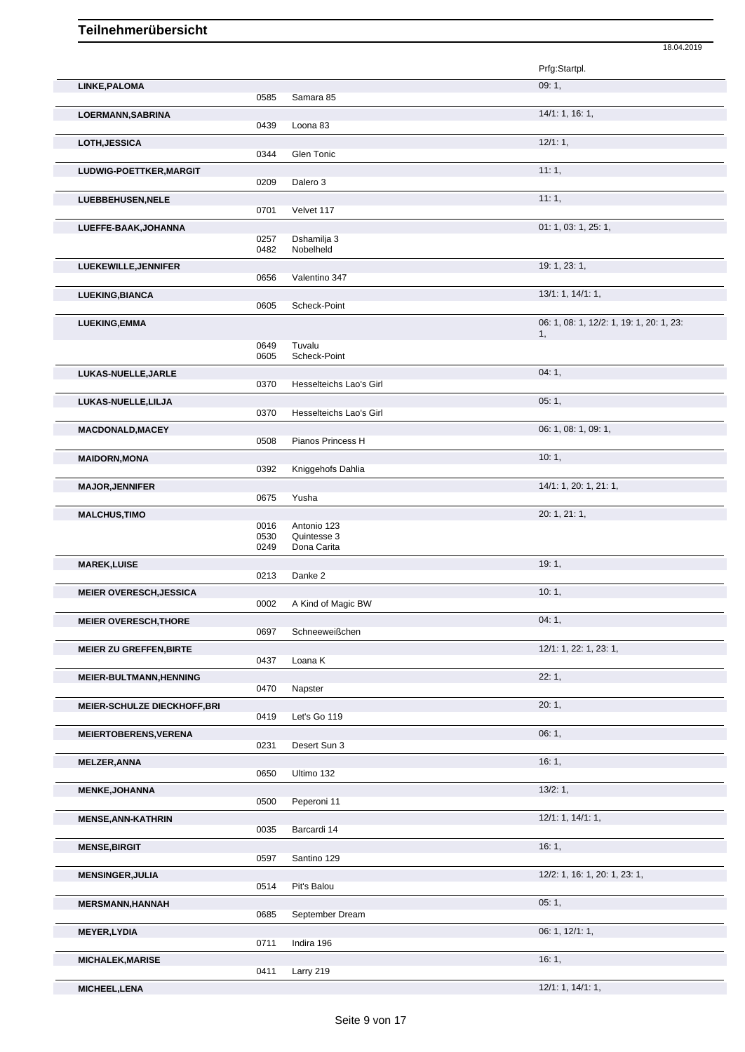# Teilnehmerübersicht

18.04.2019

| | | | Prfg:Startpl. |
|---|---|---|---|
| **LINKE,PALOMA** | | | 09: 1, |
| | 0585 | Samara 85 | |
| **LOERMANN,SABRINA** | | | 14/1: 1, 16: 1, |
| | 0439 | Loona 83 | |
| **LOTH,JESSICA** | | | 12/1: 1, |
| | 0344 | Glen Tonic | |
| **LUDWIG-POETTKER,MARGIT** | | | 11: 1, |
| | 0209 | Dalero 3 | |
| **LUEBBEHUSEN,NELE** | | | 11: 1, |
| | 0701 | Velvet 117 | |
| **LUEFFE-BAAK,JOHANNA** | | | 01: 1, 03: 1, 25: 1, |
| | 0257 | Dshamilja 3 | |
| | 0482 | Nobelheld | |
| **LUEKEWILLE,JENNIFER** | | | 19: 1, 23: 1, |
| | 0656 | Valentino 347 | |
| **LUEKING,BIANCA** | | | 13/1: 1, 14/1: 1, |
| | 0605 | Scheck-Point | |
| **LUEKING,EMMA** | | | 06: 1, 08: 1, 12/2: 1, 19: 1, 20: 1, 23: 1, |
| | 0649 | Tuvalu | |
| | 0605 | Scheck-Point | |
| **LUKAS-NUELLE,JARLE** | | | 04: 1, |
| | 0370 | Hesselteichs Lao's Girl | |
| **LUKAS-NUELLE,LILJA** | | | 05: 1, |
| | 0370 | Hesselteichs Lao's Girl | |
| **MACDONALD,MACEY** | | | 06: 1, 08: 1, 09: 1, |
| | 0508 | Pianos Princess H | |
| **MAIDORN,MONA** | | | 10: 1, |
| | 0392 | Kniggehofs Dahlia | |
| **MAJOR,JENNIFER** | | | 14/1: 1, 20: 1, 21: 1, |
| | 0675 | Yusha | |
| **MALCHUS,TIMO** | | | 20: 1, 21: 1, |
| | 0016 | Antonio 123 | |
| | 0530 | Quintesse 3 | |
| | 0249 | Dona Carita | |
| **MAREK,LUISE** | | | 19: 1, |
| | 0213 | Danke 2 | |
| **MEIER OVERESCH,JESSICA** | | | 10: 1, |
| | 0002 | A Kind of Magic BW | |
| **MEIER OVERESCH,THORE** | | | 04: 1, |
| | 0697 | Schneeweißchen | |
| **MEIER ZU GREFFEN,BIRTE** | | | 12/1: 1, 22: 1, 23: 1, |
| | 0437 | Loana K | |
| **MEIER-BULTMANN,HENNING** | | | 22: 1, |
| | 0470 | Napster | |
| **MEIER-SCHULZE DIECKHOFF,BRI** | | | 20: 1, |
| | 0419 | Let's Go 119 | |
| **MEIERTOBERENS,VERENA** | | | 06: 1, |
| | 0231 | Desert Sun 3 | |
| **MELZER,ANNA** | | | 16: 1, |
| | 0650 | Ultimo 132 | |
| **MENKE,JOHANNA** | | | 13/2: 1, |
| | 0500 | Peperoni 11 | |
| **MENSE,ANN-KATHRIN** | | | 12/1: 1, 14/1: 1, |
| | 0035 | Barcardi 14 | |
| **MENSE,BIRGIT** | | | 16: 1, |
| | 0597 | Santino 129 | |
| **MENSINGER,JULIA** | | | 12/2: 1, 16: 1, 20: 1, 23: 1, |
| | 0514 | Pit's Balou | |
| **MERSMANN,HANNAH** | | | 05: 1, |
| | 0685 | September Dream | |
| **MEYER,LYDIA** | | | 06: 1, 12/1: 1, |
| | 0711 | Indira 196 | |
| **MICHALEK,MARISE** | | | 16: 1, |
| | 0411 | Larry 219 | |
| **MICHEEL,LENA** | | | 12/1: 1, 14/1: 1, |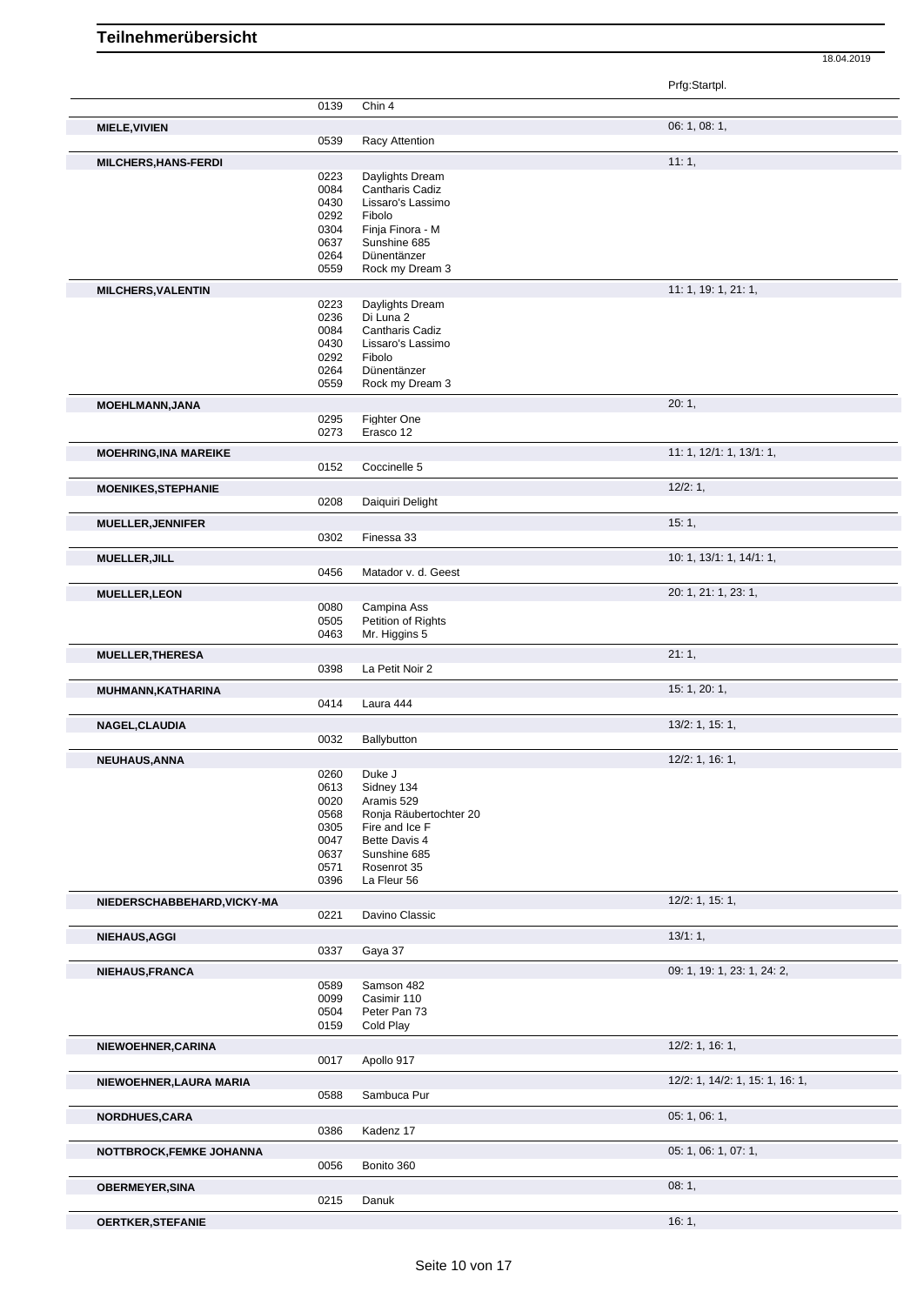# Teilnehmerübersicht

18.04.2019

| | | | Prfg:Startpl. |
|---|---|---|---|
| | 0139 | Chin 4 | |
| **MIELE,VIVIEN** | | | 06: 1, 08: 1, |
| | 0539 | Racy Attention | |
| **MILCHERS,HANS-FERDI** | | | 11: 1, |
| | 0223 | Daylights Dream | |
| | 0084 | Cantharis Cadiz | |
| | 0430 | Lissaro's Lassimo | |
| | 0292 | Fibolo | |
| | 0304 | Finja Finora - M | |
| | 0637 | Sunshine 685 | |
| | 0264 | Dünentänzer | |
| | 0559 | Rock my Dream 3 | |
| **MILCHERS,VALENTIN** | | | 11: 1, 19: 1, 21: 1, |
| | 0223 | Daylights Dream | |
| | 0236 | Di Luna 2 | |
| | 0084 | Cantharis Cadiz | |
| | 0430 | Lissaro's Lassimo | |
| | 0292 | Fibolo | |
| | 0264 | Dünentänzer | |
| | 0559 | Rock my Dream 3 | |
| **MOEHLMANN,JANA** | | | 20: 1, |
| | 0295 | Fighter One | |
| | 0273 | Erasco 12 | |
| **MOEHRING,INA MAREIKE** | | | 11: 1, 12/1: 1, 13/1: 1, |
| | 0152 | Coccinelle 5 | |
| **MOENIKES,STEPHANIE** | | | 12/2: 1, |
| | 0208 | Daiquiri Delight | |
| **MUELLER,JENNIFER** | | | 15: 1, |
| | 0302 | Finessa 33 | |
| **MUELLER,JILL** | | | 10: 1, 13/1: 1, 14/1: 1, |
| | 0456 | Matador v. d. Geest | |
| **MUELLER,LEON** | | | 20: 1, 21: 1, 23: 1, |
| | 0080 | Campina Ass | |
| | 0505 | Petition of Rights | |
| | 0463 | Mr. Higgins 5 | |
| **MUELLER,THERESA** | | | 21: 1, |
| | 0398 | La Petit Noir 2 | |
| **MUHMANN,KATHARINA** | | | 15: 1, 20: 1, |
| | 0414 | Laura 444 | |
| **NAGEL,CLAUDIA** | | | 13/2: 1, 15: 1, |
| | 0032 | Ballybutton | |
| **NEUHAUS,ANNA** | | | 12/2: 1, 16: 1, |
| | 0260 | Duke J | |
| | 0613 | Sidney 134 | |
| | 0020 | Aramis 529 | |
| | 0568 | Ronja Räubertochter 20 | |
| | 0305 | Fire and Ice F | |
| | 0047 | Bette Davis 4 | |
| | 0637 | Sunshine 685 | |
| | 0571 | Rosenrot 35 | |
| | 0396 | La Fleur 56 | |
| **NIEDERSCHABBEHARD,VICKY-MA** | | | 12/2: 1, 15: 1, |
| | 0221 | Davino Classic | |
| **NIEHAUS,AGGI** | | | 13/1: 1, |
| | 0337 | Gaya 37 | |
| **NIEHAUS,FRANCA** | | | 09: 1, 19: 1, 23: 1, 24: 2, |
| | 0589 | Samson 482 | |
| | 0099 | Casimir 110 | |
| | 0504 | Peter Pan 73 | |
| | 0159 | Cold Play | |
| **NIEWOEHNER,CARINA** | | | 12/2: 1, 16: 1, |
| | 0017 | Apollo 917 | |
| **NIEWOEHNER,LAURA MARIA** | | | 12/2: 1, 14/2: 1, 15: 1, 16: 1, |
| | 0588 | Sambuca Pur | |
| **NORDHUES,CARA** | | | 05: 1, 06: 1, |
| | 0386 | Kadenz 17 | |
| **NOTTBROCK,FEMKE JOHANNA** | | | 05: 1, 06: 1, 07: 1, |
| | 0056 | Bonito 360 | |
| **OBERMEYER,SINA** | | | 08: 1, |
| | 0215 | Danuk | |
| **OERTKER,STEFANIE** | | | 16: 1, |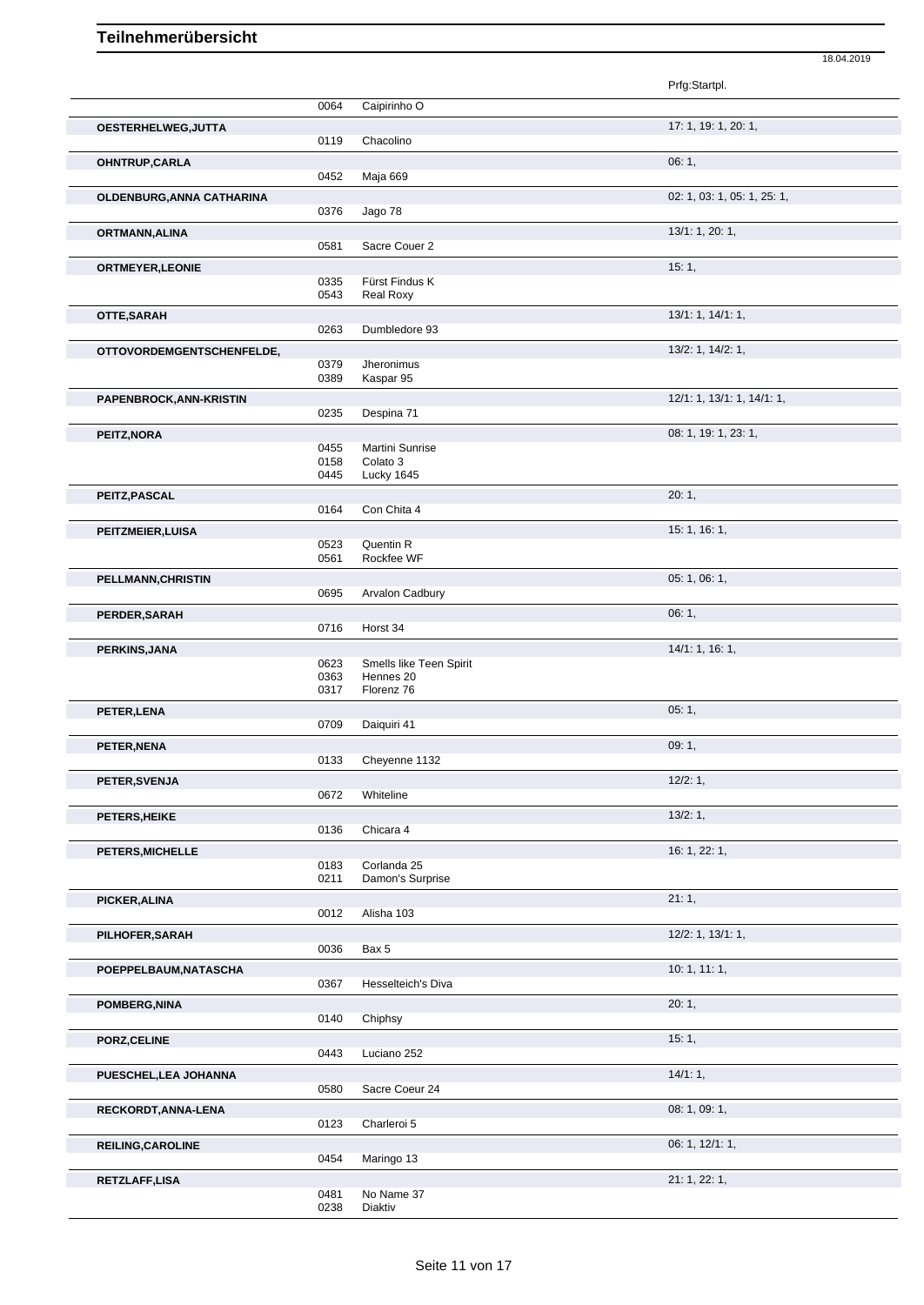# Teilnehmerübersicht

18.04.2019

| | | | Prfg:Startpl. |
|---|---|---|---|
| | 0064 | Caipirinho O | |
| **OESTERHELWEG,JUTTA** | | | 17: 1, 19: 1, 20: 1, |
| | 0119 | Chacolino | |
| **OHNTRUP,CARLA** | | | 06: 1, |
| | 0452 | Maja 669 | |
| **OLDENBURG,ANNA CATHARINA** | | | 02: 1, 03: 1, 05: 1, 25: 1, |
| | 0376 | Jago 78 | |
| **ORTMANN,ALINA** | | | 13/1: 1, 20: 1, |
| | 0581 | Sacre Couer 2 | |
| **ORTMEYER,LEONIE** | | | 15: 1, |
| | 0335 | Fürst Findus K | |
| | 0543 | Real Roxy | |
| **OTTE,SARAH** | | | 13/1: 1, 14/1: 1, |
| | 0263 | Dumbledore 93 | |
| **OTTOVORDEMGENTSCHENFELDE,** | | | 13/2: 1, 14/2: 1, |
| | 0379 | Jheronimus | |
| | 0389 | Kaspar 95 | |
| **PAPENBROCK,ANN-KRISTIN** | | | 12/1: 1, 13/1: 1, 14/1: 1, |
| | 0235 | Despina 71 | |
| **PEITZ,NORA** | | | 08: 1, 19: 1, 23: 1, |
| | 0455 | Martini Sunrise | |
| | 0158 | Colato 3 | |
| | 0445 | Lucky 1645 | |
| **PEITZ,PASCAL** | | | 20: 1, |
| | 0164 | Con Chita 4 | |
| **PEITZMEIER,LUISA** | | | 15: 1, 16: 1, |
| | 0523 | Quentin R | |
| | 0561 | Rockfee WF | |
| **PELLMANN,CHRISTIN** | | | 05: 1, 06: 1, |
| | 0695 | Arvalon Cadbury | |
| **PERDER,SARAH** | | | 06: 1, |
| | 0716 | Horst 34 | |
| **PERKINS,JANA** | | | 14/1: 1, 16: 1, |
| | 0623 | Smells like Teen Spirit | |
| | 0363 | Hennes 20 | |
| | 0317 | Florenz 76 | |
| **PETER,LENA** | | | 05: 1, |
| | 0709 | Daiquiri 41 | |
| **PETER,NENA** | | | 09: 1, |
| | 0133 | Cheyenne 1132 | |
| **PETER,SVENJA** | | | 12/2: 1, |
| | 0672 | Whiteline | |
| **PETERS,HEIKE** | | | 13/2: 1, |
| | 0136 | Chicara 4 | |
| **PETERS,MICHELLE** | | | 16: 1, 22: 1, |
| | 0183 | Corlanda 25 | |
| | 0211 | Damon's Surprise | |
| **PICKER,ALINA** | | | 21: 1, |
| | 0012 | Alisha 103 | |
| **PILHOFER,SARAH** | | | 12/2: 1, 13/1: 1, |
| | 0036 | Bax 5 | |
| **POEPPELBAUM,NATASCHA** | | | 10: 1, 11: 1, |
| | 0367 | Hesselteich's Diva | |
| **POMBERG,NINA** | | | 20: 1, |
| | 0140 | Chiphsy | |
| **PORZ,CELINE** | | | 15: 1, |
| | 0443 | Luciano 252 | |
| **PUESCHEL,LEA JOHANNA** | | | 14/1: 1, |
| | 0580 | Sacre Coeur 24 | |
| **RECKORDT,ANNA-LENA** | | | 08: 1, 09: 1, |
| | 0123 | Charleroi 5 | |
| **REILING,CAROLINE** | | | 06: 1, 12/1: 1, |
| | 0454 | Maringo 13 | |
| **RETZLAFF,LISA** | | | 21: 1, 22: 1, |
| | 0481 | No Name 37 | |
| | 0238 | Diaktiv | |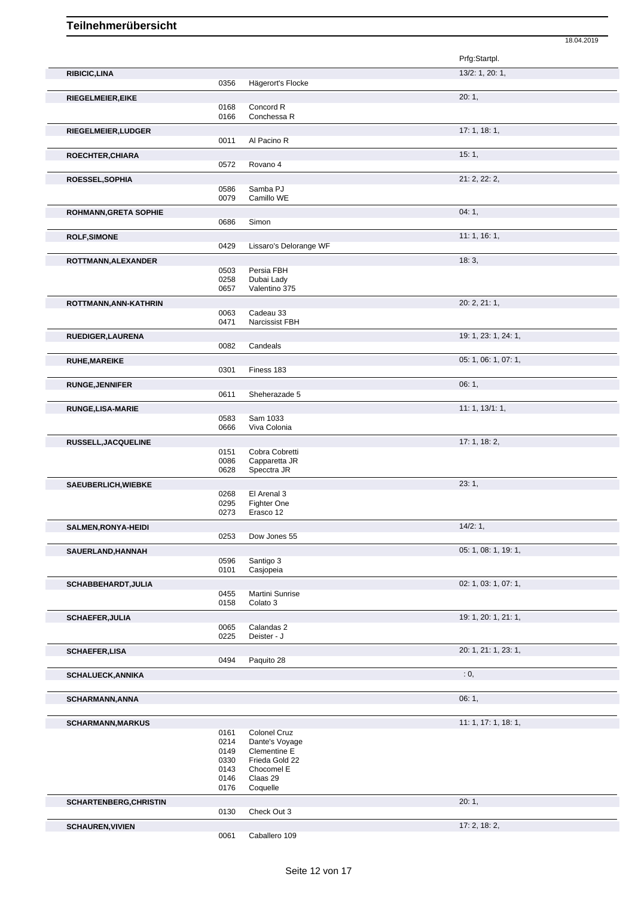# Teilnehmerübersicht

18.04.2019

| | | | Prfg:Startpl. |
|---|---|---|---|
| **RIBICIC,LINA** | | | 13/2: 1, 20: 1, |
| | 0356 | Hägerort's Flocke | |
| **RIEGELMEIER,EIKE** | | | 20: 1, |
| | 0168 | Concord R | |
| | 0166 | Conchessa R | |
| **RIEGELMEIER,LUDGER** | | | 17: 1, 18: 1, |
| | 0011 | Al Pacino R | |
| **ROECHTER,CHIARA** | | | 15: 1, |
| | 0572 | Rovano 4 | |
| **ROESSEL,SOPHIA** | | | 21: 2, 22: 2, |
| | 0586 | Samba PJ | |
| | 0079 | Camillo WE | |
| **ROHMANN,GRETA SOPHIE** | | | 04: 1, |
| | 0686 | Simon | |
| **ROLF,SIMONE** | | | 11: 1, 16: 1, |
| | 0429 | Lissaro's Delorange WF | |
| **ROTTMANN,ALEXANDER** | | | 18: 3, |
| | 0503 | Persia FBH | |
| | 0258 | Dubai Lady | |
| | 0657 | Valentino 375 | |
| **ROTTMANN,ANN-KATHRIN** | | | 20: 2, 21: 1, |
| | 0063 | Cadeau 33 | |
| | 0471 | Narcissist FBH | |
| **RUEDIGER,LAURENA** | | | 19: 1, 23: 1, 24: 1, |
| | 0082 | Candeals | |
| **RUHE,MAREIKE** | | | 05: 1, 06: 1, 07: 1, |
| | 0301 | Finess 183 | |
| **RUNGE,JENNIFER** | | | 06: 1, |
| | 0611 | Sheherazade 5 | |
| **RUNGE,LISA-MARIE** | | | 11: 1, 13/1: 1, |
| | 0583 | Sam 1033 | |
| | 0666 | Viva Colonia | |
| **RUSSELL,JACQUELINE** | | | 17: 1, 18: 2, |
| | 0151 | Cobra Cobretti | |
| | 0086 | Capparetta JR | |
| | 0628 | Specctra JR | |
| **SAEUBERLICH,WIEBKE** | | | 23: 1, |
| | 0268 | El Arenal 3 | |
| | 0295 | Fighter One | |
| | 0273 | Erasco 12 | |
| **SALMEN,RONYA-HEIDI** | | | 14/2: 1, |
| | 0253 | Dow Jones 55 | |
| **SAUERLAND,HANNAH** | | | 05: 1, 08: 1, 19: 1, |
| | 0596 | Santigo 3 | |
| | 0101 | Casjopeia | |
| **SCHABBEHARDT,JULIA** | | | 02: 1, 03: 1, 07: 1, |
| | 0455 | Martini Sunrise | |
| | 0158 | Colato 3 | |
| **SCHAEFER,JULIA** | | | 19: 1, 20: 1, 21: 1, |
| | 0065 | Calandas 2 | |
| | 0225 | Deister - J | |
| **SCHAEFER,LISA** | | | 20: 1, 21: 1, 23: 1, |
| | 0494 | Paquito 28 | |
| **SCHALUECK,ANNIKA** | | | : 0, |
| **SCHARMANN,ANNA** | | | 06: 1, |
| **SCHARMANN,MARKUS** | | | 11: 1, 17: 1, 18: 1, |
| | 0161 | Colonel Cruz | |
| | 0214 | Dante's Voyage | |
| | 0149 | Clementine E | |
| | 0330 | Frieda Gold 22 | |
| | 0143 | Chocomel E | |
| | 0146 | Claas 29 | |
| | 0176 | Coquelle | |
| **SCHARTENBERG,CHRISTIN** | | | 20: 1, |
| | 0130 | Check Out 3 | |
| **SCHAUREN,VIVIEN** | | | 17: 2, 18: 2, |
| | 0061 | Caballero 109 | |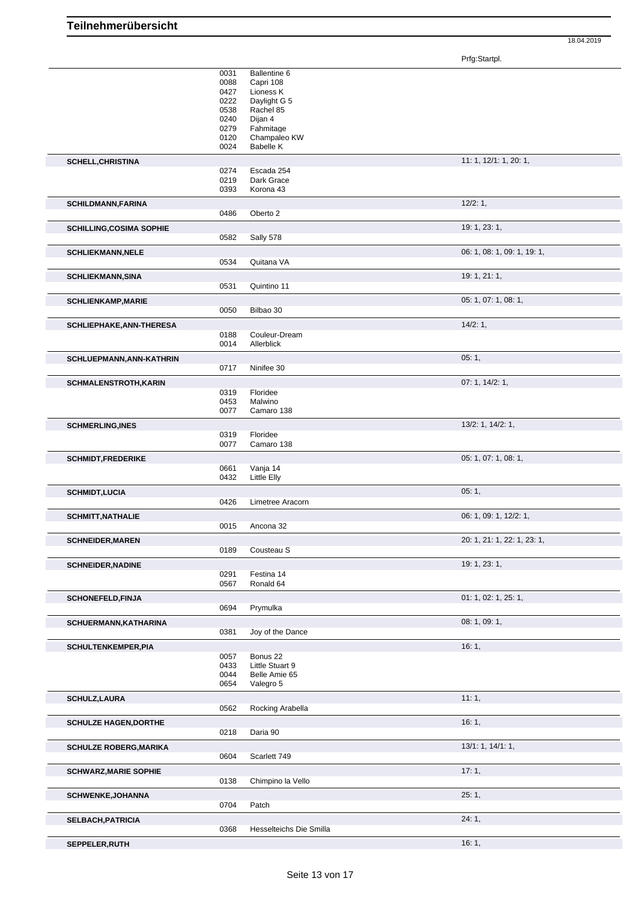# Teilnehmerübersicht

18.04.2019

| | | | Prfg:Startpl. |
|---|---|---|---|
| | 0031 | Ballentine 6 | |
| | 0088 | Capri 108 | |
| | 0427 | Lioness K | |
| | 0222 | Daylight G 5 | |
| | 0538 | Rachel 85 | |
| | 0240 | Dijan 4 | |
| | 0279 | Fahmitage | |
| | 0120 | Champaleo KW | |
| | 0024 | Babelle K | |
| **SCHELL,CHRISTINA** | | | 11: 1, 12/1: 1, 20: 1, |
| | 0274 | Escada 254 | |
| | 0219 | Dark Grace | |
| | 0393 | Korona 43 | |
| **SCHILDMANN,FARINA** | | | 12/2: 1, |
| | 0486 | Oberto 2 | |
| **SCHILLING,COSIMA SOPHIE** | | | 19: 1, 23: 1, |
| | 0582 | Sally 578 | |
| **SCHLIEKMANN,NELE** | | | 06: 1, 08: 1, 09: 1, 19: 1, |
| | 0534 | Quitana VA | |
| **SCHLIEKMANN,SINA** | | | 19: 1, 21: 1, |
| | 0531 | Quintino 11 | |
| **SCHLIENKAMP,MARIE** | | | 05: 1, 07: 1, 08: 1, |
| | 0050 | Bilbao 30 | |
| **SCHLIEPHAKE,ANN-THERESA** | | | 14/2: 1, |
| | 0188 | Couleur-Dream | |
| | 0014 | Allerblick | |
| **SCHLUEPMANN,ANN-KATHRIN** | | | 05: 1, |
| | 0717 | Ninifee 30 | |
| **SCHMALENSTROTH,KARIN** | | | 07: 1, 14/2: 1, |
| | 0319 | Floridee | |
| | 0453 | Malwino | |
| | 0077 | Camaro 138 | |
| **SCHMERLING,INES** | | | 13/2: 1, 14/2: 1, |
| | 0319 | Floridee | |
| | 0077 | Camaro 138 | |
| **SCHMIDT,FREDERIKE** | | | 05: 1, 07: 1, 08: 1, |
| | 0661 | Vanja 14 | |
| | 0432 | Little Elly | |
| **SCHMIDT,LUCIA** | | | 05: 1, |
| | 0426 | Limetree Aracorn | |
| **SCHMITT,NATHALIE** | | | 06: 1, 09: 1, 12/2: 1, |
| | 0015 | Ancona 32 | |
| **SCHNEIDER,MAREN** | | | 20: 1, 21: 1, 22: 1, 23: 1, |
| | 0189 | Cousteau S | |
| **SCHNEIDER,NADINE** | | | 19: 1, 23: 1, |
| | 0291 | Festina 14 | |
| | 0567 | Ronald 64 | |
| **SCHONEFELD,FINJA** | | | 01: 1, 02: 1, 25: 1, |
| | 0694 | Prymulka | |
| **SCHUERMANN,KATHARINA** | | | 08: 1, 09: 1, |
| | 0381 | Joy of the Dance | |
| **SCHULTENKEMPER,PIA** | | | 16: 1, |
| | 0057 | Bonus 22 | |
| | 0433 | Little Stuart 9 | |
| | 0044 | Belle Amie 65 | |
| | 0654 | Valegro 5 | |
| **SCHULZ,LAURA** | | | 11: 1, |
| | 0562 | Rocking Arabella | |
| **SCHULZE HAGEN,DORTHE** | | | 16: 1, |
| | 0218 | Daria 90 | |
| **SCHULZE ROBERG,MARIKA** | | | 13/1: 1, 14/1: 1, |
| | 0604 | Scarlett 749 | |
| **SCHWARZ,MARIE SOPHIE** | | | 17: 1, |
| | 0138 | Chimpino la Vello | |
| **SCHWENKE,JOHANNA** | | | 25: 1, |
| | 0704 | Patch | |
| **SELBACH,PATRICIA** | | | 24: 1, |
| | 0368 | Hesselteichs Die Smilla | |
| **SEPPELER,RUTH** | | | 16: 1, |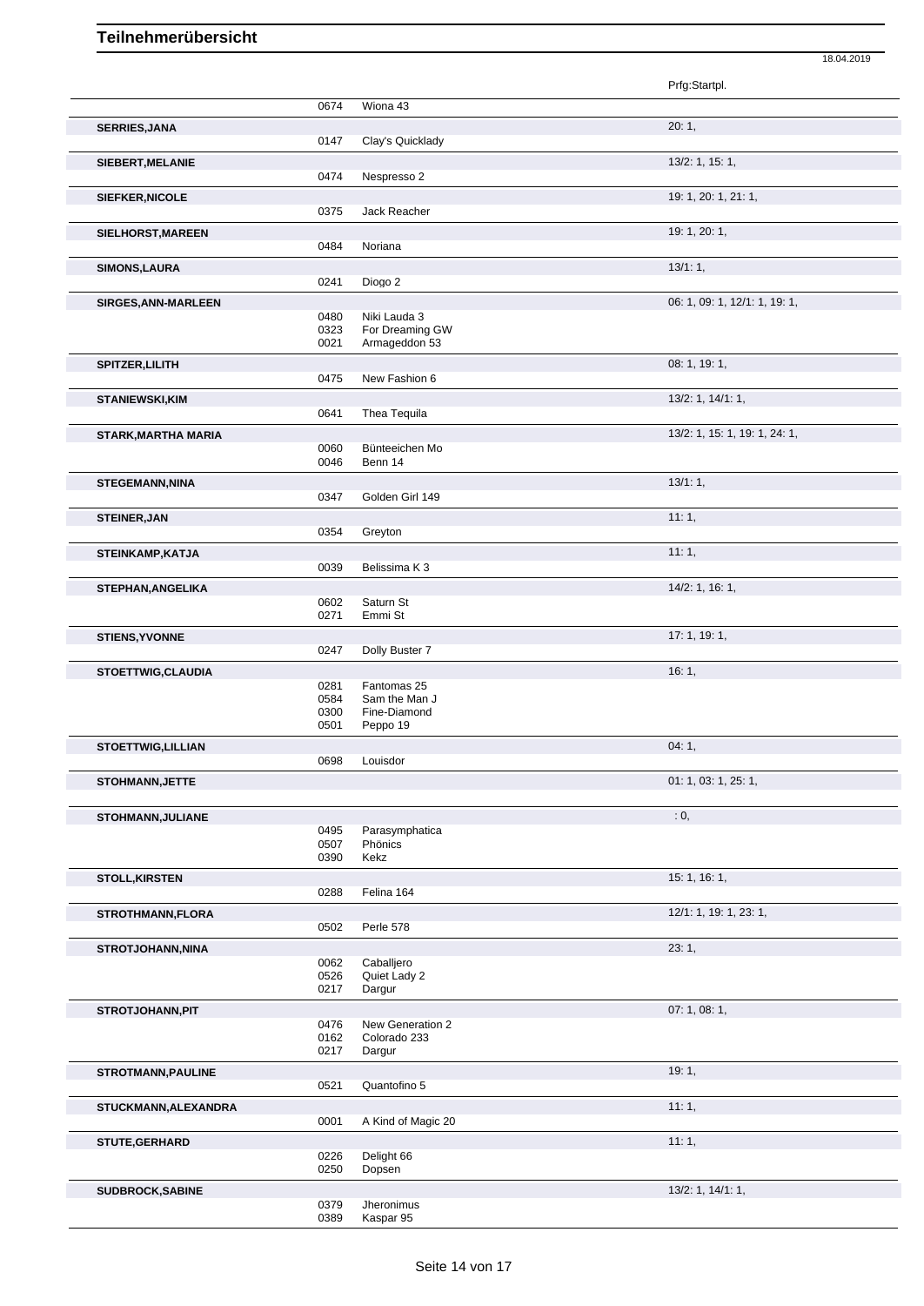# Teilnehmerübersicht

18.04.2019

| | | | Prfg:Startpl. |
|---|---|---|---|
| | 0674 | Wiona 43 | |
| **SERRIES,JANA** | | | 20: 1, |
| | 0147 | Clay's Quicklady | |
| **SIEBERT,MELANIE** | | | 13/2: 1, 15: 1, |
| | 0474 | Nespresso 2 | |
| **SIEFKER,NICOLE** | | | 19: 1, 20: 1, 21: 1, |
| | 0375 | Jack Reacher | |
| **SIELHORST,MAREEN** | | | 19: 1, 20: 1, |
| | 0484 | Noriana | |
| **SIMONS,LAURA** | | | 13/1: 1, |
| | 0241 | Diogo 2 | |
| **SIRGES,ANN-MARLEEN** | | | 06: 1, 09: 1, 12/1: 1, 19: 1, |
| | 0480 | Niki Lauda 3 | |
| | 0323 | For Dreaming GW | |
| | 0021 | Armageddon 53 | |
| **SPITZER,LILITH** | | | 08: 1, 19: 1, |
| | 0475 | New Fashion 6 | |
| **STANIEWSKI,KIM** | | | 13/2: 1, 14/1: 1, |
| | 0641 | Thea Tequila | |
| **STARK,MARTHA MARIA** | | | 13/2: 1, 15: 1, 19: 1, 24: 1, |
| | 0060 | Bünteeichen Mo | |
| | 0046 | Benn 14 | |
| **STEGEMANN,NINA** | | | 13/1: 1, |
| | 0347 | Golden Girl 149 | |
| **STEINER,JAN** | | | 11: 1, |
| | 0354 | Greyton | |
| **STEINKAMP,KATJA** | | | 11: 1, |
| | 0039 | Belissima K 3 | |
| **STEPHAN,ANGELIKA** | | | 14/2: 1, 16: 1, |
| | 0602 | Saturn St | |
| | 0271 | Emmi St | |
| **STIENS,YVONNE** | | | 17: 1, 19: 1, |
| | 0247 | Dolly Buster 7 | |
| **STOETTWIG,CLAUDIA** | | | 16: 1, |
| | 0281 | Fantomas 25 | |
| | 0584 | Sam the Man J | |
| | 0300 | Fine-Diamond | |
| | 0501 | Peppo 19 | |
| **STOETTWIG,LILLIAN** | | | 04: 1, |
| | 0698 | Louisdor | |
| **STOHMANN,JETTE** | | | 01: 1, 03: 1, 25: 1, |
| **STOHMANN,JULIANE** | | | : 0, |
| | 0495 | Parasymphatica | |
| | 0507 | Phönics | |
| | 0390 | Kekz | |
| **STOLL,KIRSTEN** | | | 15: 1, 16: 1, |
| | 0288 | Felina 164 | |
| **STROTHMANN,FLORA** | | | 12/1: 1, 19: 1, 23: 1, |
| | 0502 | Perle 578 | |
| **STROTJOHANN,NINA** | | | 23: 1, |
| | 0062 | Caballjero | |
| | 0526 | Quiet Lady 2 | |
| | 0217 | Dargur | |
| **STROTJOHANN,PIT** | | | 07: 1, 08: 1, |
| | 0476 | New Generation 2 | |
| | 0162 | Colorado 233 | |
| | 0217 | Dargur | |
| **STROTMANN,PAULINE** | | | 19: 1, |
| | 0521 | Quantofino 5 | |
| **STUCKMANN,ALEXANDRA** | | | 11: 1, |
| | 0001 | A Kind of Magic 20 | |
| **STUTE,GERHARD** | | | 11: 1, |
| | 0226 | Delight 66 | |
| | 0250 | Dopsen | |
| **SUDBROCK,SABINE** | | | 13/2: 1, 14/1: 1, |
| | 0379 | Jheronimus | |
| | 0389 | Kaspar 95 | |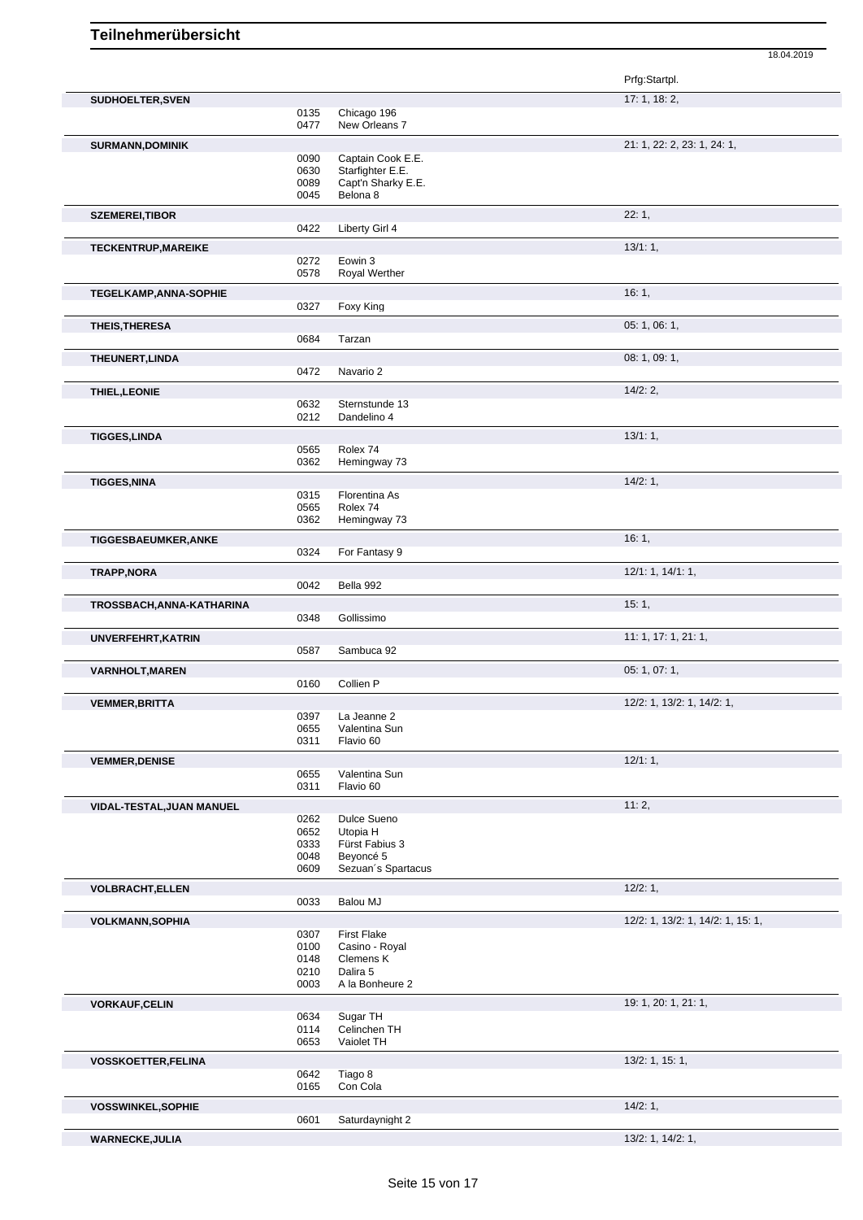# Teilnehmerübersicht

18.04.2019

| | | | Prfg:Startpl. |
|---|---|---|---|
| **SUDHOELTER,SVEN** | | | 17: 1, 18: 2, |
| | 0135 | Chicago 196 | |
| | 0477 | New Orleans 7 | |
| **SURMANN,DOMINIK** | | | 21: 1, 22: 2, 23: 1, 24: 1, |
| | 0090 | Captain Cook E.E. | |
| | 0630 | Starfighter E.E. | |
| | 0089 | Capt'n Sharky E.E. | |
| | 0045 | Belona 8 | |
| **SZEMEREI,TIBOR** | | | 22: 1, |
| | 0422 | Liberty Girl 4 | |
| **TECKENTRUP,MAREIKE** | | | 13/1: 1, |
| | 0272 | Eowin 3 | |
| | 0578 | Royal Werther | |
| **TEGELKAMP,ANNA-SOPHIE** | | | 16: 1, |
| | 0327 | Foxy King | |
| **THEIS,THERESA** | | | 05: 1, 06: 1, |
| | 0684 | Tarzan | |
| **THEUNERT,LINDA** | | | 08: 1, 09: 1, |
| | 0472 | Navario 2 | |
| **THIEL,LEONIE** | | | 14/2: 2, |
| | 0632 | Sternstunde 13 | |
| | 0212 | Dandelino 4 | |
| **TIGGES,LINDA** | | | 13/1: 1, |
| | 0565 | Rolex 74 | |
| | 0362 | Hemingway 73 | |
| **TIGGES,NINA** | | | 14/2: 1, |
| | 0315 | Florentina As | |
| | 0565 | Rolex 74 | |
| | 0362 | Hemingway 73 | |
| **TIGGESBAEUMKER,ANKE** | | | 16: 1, |
| | 0324 | For Fantasy 9 | |
| **TRAPP,NORA** | | | 12/1: 1, 14/1: 1, |
| | 0042 | Bella 992 | |
| **TROSSBACH,ANNA-KATHARINA** | | | 15: 1, |
| | 0348 | Gollissimo | |
| **UNVERFEHRT,KATRIN** | | | 11: 1, 17: 1, 21: 1, |
| | 0587 | Sambuca 92 | |
| **VARNHOLT,MAREN** | | | 05: 1, 07: 1, |
| | 0160 | Collien P | |
| **VEMMER,BRITTA** | | | 12/2: 1, 13/2: 1, 14/2: 1, |
| | 0397 | La Jeanne 2 | |
| | 0655 | Valentina Sun | |
| | 0311 | Flavio 60 | |
| **VEMMER,DENISE** | | | 12/1: 1, |
| | 0655 | Valentina Sun | |
| | 0311 | Flavio 60 | |
| **VIDAL-TESTAL,JUAN MANUEL** | | | 11: 2, |
| | 0262 | Dulce Sueno | |
| | 0652 | Utopia H | |
| | 0333 | Fürst Fabius 3 | |
| | 0048 | Beyoncé 5 | |
| | 0609 | Sezuan´s Spartacus | |
| **VOLBRACHT,ELLEN** | | | 12/2: 1, |
| | 0033 | Balou MJ | |
| **VOLKMANN,SOPHIA** | | | 12/2: 1, 13/2: 1, 14/2: 1, 15: 1, |
| | 0307 | First Flake | |
| | 0100 | Casino - Royal | |
| | 0148 | Clemens K | |
| | 0210 | Dalira 5 | |
| | 0003 | A la Bonheure 2 | |
| **VORKAUF,CELIN** | | | 19: 1, 20: 1, 21: 1, |
| | 0634 | Sugar TH | |
| | 0114 | Celinchen TH | |
| | 0653 | Vaiolet TH | |
| **VOSSKOETTER,FELINA** | | | 13/2: 1, 15: 1, |
| | 0642 | Tiago 8 | |
| | 0165 | Con Cola | |
| **VOSSWINKEL,SOPHIE** | | | 14/2: 1, |
| | 0601 | Saturdaynight 2 | |
| **WARNECKE,JULIA** | | | 13/2: 1, 14/2: 1, |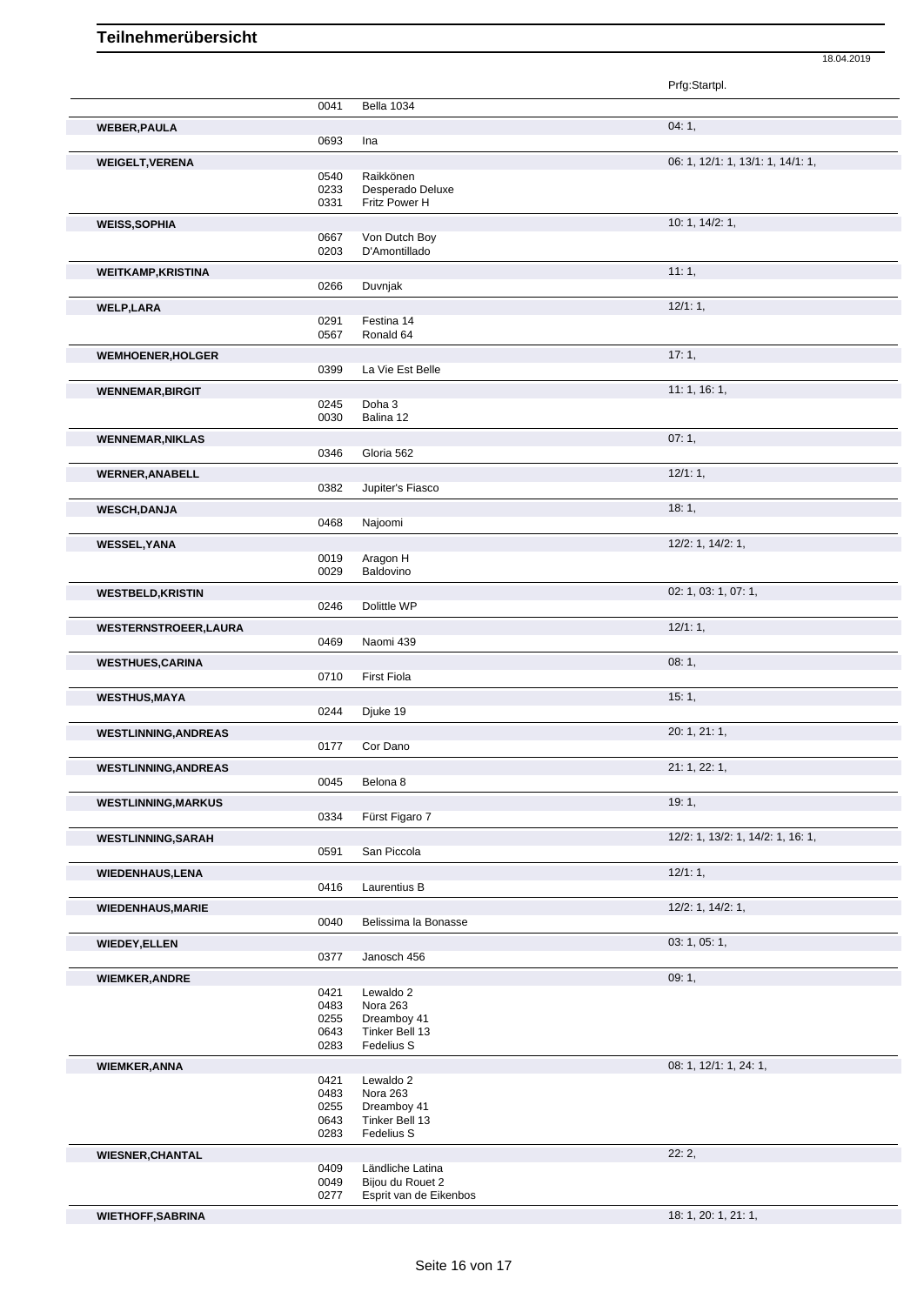# Teilnehmerübersicht

18.04.2019

| | | | Prfg:Startpl. |
|---|---|---|---|
| | 0041 | Bella 1034 | |
| **WEBER,PAULA** | | | 04: 1, |
| | 0693 | Ina | |
| **WEIGELT,VERENA** | | | 06: 1, 12/1: 1, 13/1: 1, 14/1: 1, |
| | 0540 | Raikkönen | |
| | 0233 | Desperado Deluxe | |
| | 0331 | Fritz Power H | |
| **WEISS,SOPHIA** | | | 10: 1, 14/2: 1, |
| | 0667 | Von Dutch Boy | |
| | 0203 | D'Amontillado | |
| **WEITKAMP,KRISTINA** | | | 11: 1, |
| | 0266 | Duvnjak | |
| **WELP,LARA** | | | 12/1: 1, |
| | 0291 | Festina 14 | |
| | 0567 | Ronald 64 | |
| **WEMHOENER,HOLGER** | | | 17: 1, |
| | 0399 | La Vie Est Belle | |
| **WENNEMAR,BIRGIT** | | | 11: 1, 16: 1, |
| | 0245 | Doha 3 | |
| | 0030 | Balina 12 | |
| **WENNEMAR,NIKLAS** | | | 07: 1, |
| | 0346 | Gloria 562 | |
| **WERNER,ANABELL** | | | 12/1: 1, |
| | 0382 | Jupiter's Fiasco | |
| **WESCH,DANJA** | | | 18: 1, |
| | 0468 | Najoomi | |
| **WESSEL,YANA** | | | 12/2: 1, 14/2: 1, |
| | 0019 | Aragon H | |
| | 0029 | Baldovino | |
| **WESTBELD,KRISTIN** | | | 02: 1, 03: 1, 07: 1, |
| | 0246 | Dolittle WP | |
| **WESTERNSTROEER,LAURA** | | | 12/1: 1, |
| | 0469 | Naomi 439 | |
| **WESTHUES,CARINA** | | | 08: 1, |
| | 0710 | First Fiola | |
| **WESTHUS,MAYA** | | | 15: 1, |
| | 0244 | Djuke 19 | |
| **WESTLINNING,ANDREAS** | | | 20: 1, 21: 1, |
| | 0177 | Cor Dano | |
| **WESTLINNING,ANDREAS** | | | 21: 1, 22: 1, |
| | 0045 | Belona 8 | |
| **WESTLINNING,MARKUS** | | | 19: 1, |
| | 0334 | Fürst Figaro 7 | |
| **WESTLINNING,SARAH** | | | 12/2: 1, 13/2: 1, 14/2: 1, 16: 1, |
| | 0591 | San Piccola | |
| **WIEDENHAUS,LENA** | | | 12/1: 1, |
| | 0416 | Laurentius B | |
| **WIEDENHAUS,MARIE** | | | 12/2: 1, 14/2: 1, |
| | 0040 | Belissima la Bonasse | |
| **WIEDEY,ELLEN** | | | 03: 1, 05: 1, |
| | 0377 | Janosch 456 | |
| **WIEMKER,ANDRE** | | | 09: 1, |
| | 0421 | Lewaldo 2 | |
| | 0483 | Nora 263 | |
| | 0255 | Dreamboy 41 | |
| | 0643 | Tinker Bell 13 | |
| | 0283 | Fedelius S | |
| **WIEMKER,ANNA** | | | 08: 1, 12/1: 1, 24: 1, |
| | 0421 | Lewaldo 2 | |
| | 0483 | Nora 263 | |
| | 0255 | Dreamboy 41 | |
| | 0643 | Tinker Bell 13 | |
| | 0283 | Fedelius S | |
| **WIESNER,CHANTAL** | | | 22: 2, |
| | 0409 | Ländliche Latina | |
| | 0049 | Bijou du Rouet 2 | |
| | 0277 | Esprit van de Eikenbos | |
| **WIETHOFF,SABRINA** | | | 18: 1, 20: 1, 21: 1, |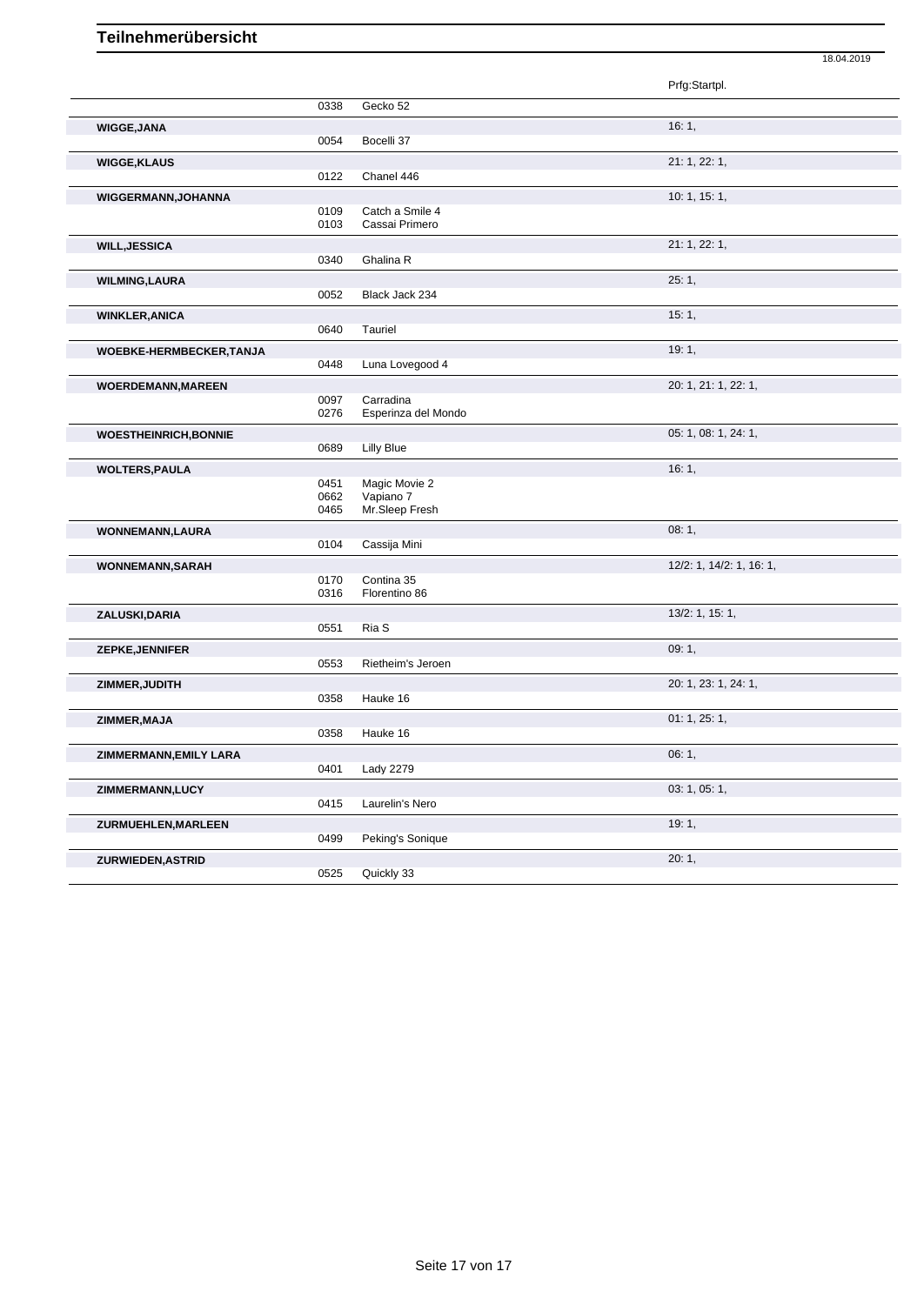# Teilnehmerübersicht

18.04.2019

| | | | Prfg:Startpl. |
|---|---|---|---|
| | 0338 | Gecko 52 | |
| **WIGGE,JANA** | | | 16: 1, |
| | 0054 | Bocelli 37 | |
| **WIGGE,KLAUS** | | | 21: 1, 22: 1, |
| | 0122 | Chanel 446 | |
| **WIGGERMANN,JOHANNA** | | | 10: 1, 15: 1, |
| | 0109 | Catch a Smile 4 | |
| | 0103 | Cassai Primero | |
| **WILL,JESSICA** | | | 21: 1, 22: 1, |
| | 0340 | Ghalina R | |
| **WILMING,LAURA** | | | 25: 1, |
| | 0052 | Black Jack 234 | |
| **WINKLER,ANICA** | | | 15: 1, |
| | 0640 | Tauriel | |
| **WOEBKE-HERMBECKER,TANJA** | | | 19: 1, |
| | 0448 | Luna Lovegood 4 | |
| **WOERDEMANN,MAREEN** | | | 20: 1, 21: 1, 22: 1, |
| | 0097 | Carradina | |
| | 0276 | Esperinza del Mondo | |
| **WOESTHEINRICH,BONNIE** | | | 05: 1, 08: 1, 24: 1, |
| | 0689 | Lilly Blue | |
| **WOLTERS,PAULA** | | | 16: 1, |
| | 0451 | Magic Movie 2 | |
| | 0662 | Vapiano 7 | |
| | 0465 | Mr.Sleep Fresh | |
| **WONNEMANN,LAURA** | | | 08: 1, |
| | 0104 | Cassija Mini | |
| **WONNEMANN,SARAH** | | | 12/2: 1, 14/2: 1, 16: 1, |
| | 0170 | Contina 35 | |
| | 0316 | Florentino 86 | |
| **ZALUSKI,DARIA** | | | 13/2: 1, 15: 1, |
| | 0551 | Ria S | |
| **ZEPKE,JENNIFER** | | | 09: 1, |
| | 0553 | Rietheim's Jeroen | |
| **ZIMMER,JUDITH** | | | 20: 1, 23: 1, 24: 1, |
| | 0358 | Hauke 16 | |
| **ZIMMER,MAJA** | | | 01: 1, 25: 1, |
| | 0358 | Hauke 16 | |
| **ZIMMERMANN,EMILY LARA** | | | 06: 1, |
| | 0401 | Lady 2279 | |
| **ZIMMERMANN,LUCY** | | | 03: 1, 05: 1, |
| | 0415 | Laurelin's Nero | |
| **ZURMUEHLEN,MARLEEN** | | | 19: 1, |
| | 0499 | Peking's Sonique | |
| **ZURWIEDEN,ASTRID** | | | 20: 1, |
| | 0525 | Quickly 33 | |